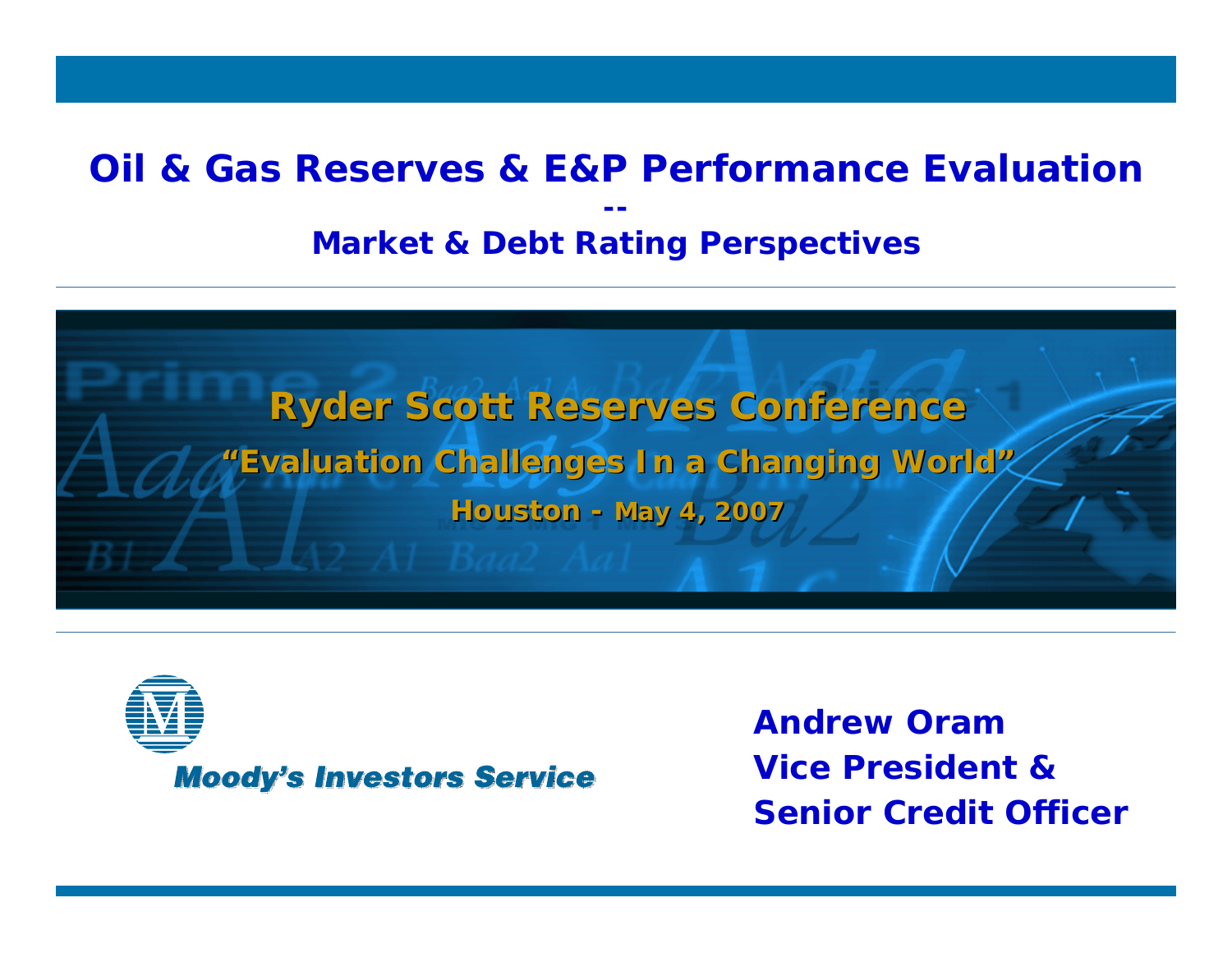# Oil & Gas Reserves & E&P Performance Evaluation

--

## Market & Debt Rating Perspectives

**Ryder Scott Reserves Conference**

**"Evaluation Challenges In a Changing World"**

**Houston - May 4, 2007**

Moody's Investors Service

**Andrew Oram**
**Vice President &**
**Senior Credit Officer**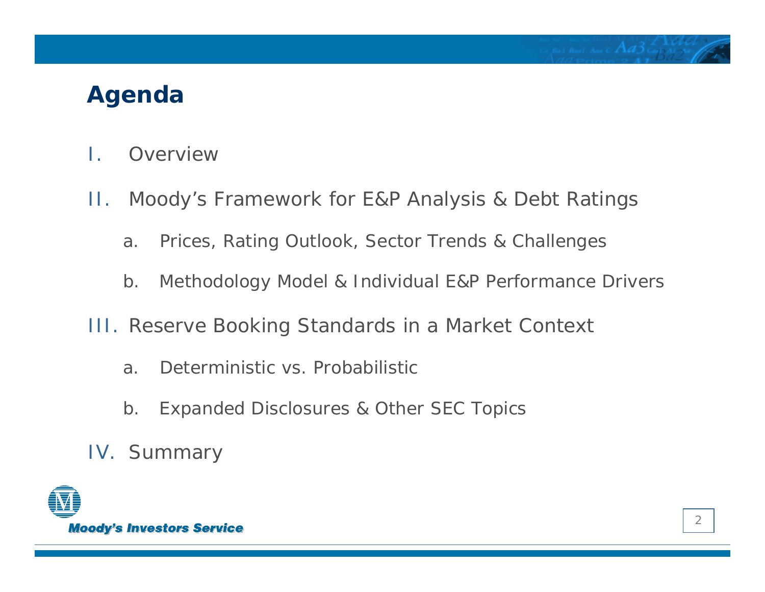# Agenda

I. Overview

II. Moody’s Framework for E&P Analysis & Debt Ratings

   a. Prices, Rating Outlook, Sector Trends & Challenges

   b. Methodology Model & Individual E&P Performance Drivers

III. Reserve Booking Standards in a Market Context

   a. Deterministic vs. Probabilistic

   b. Expanded Disclosures & Other SEC Topics

IV. Summary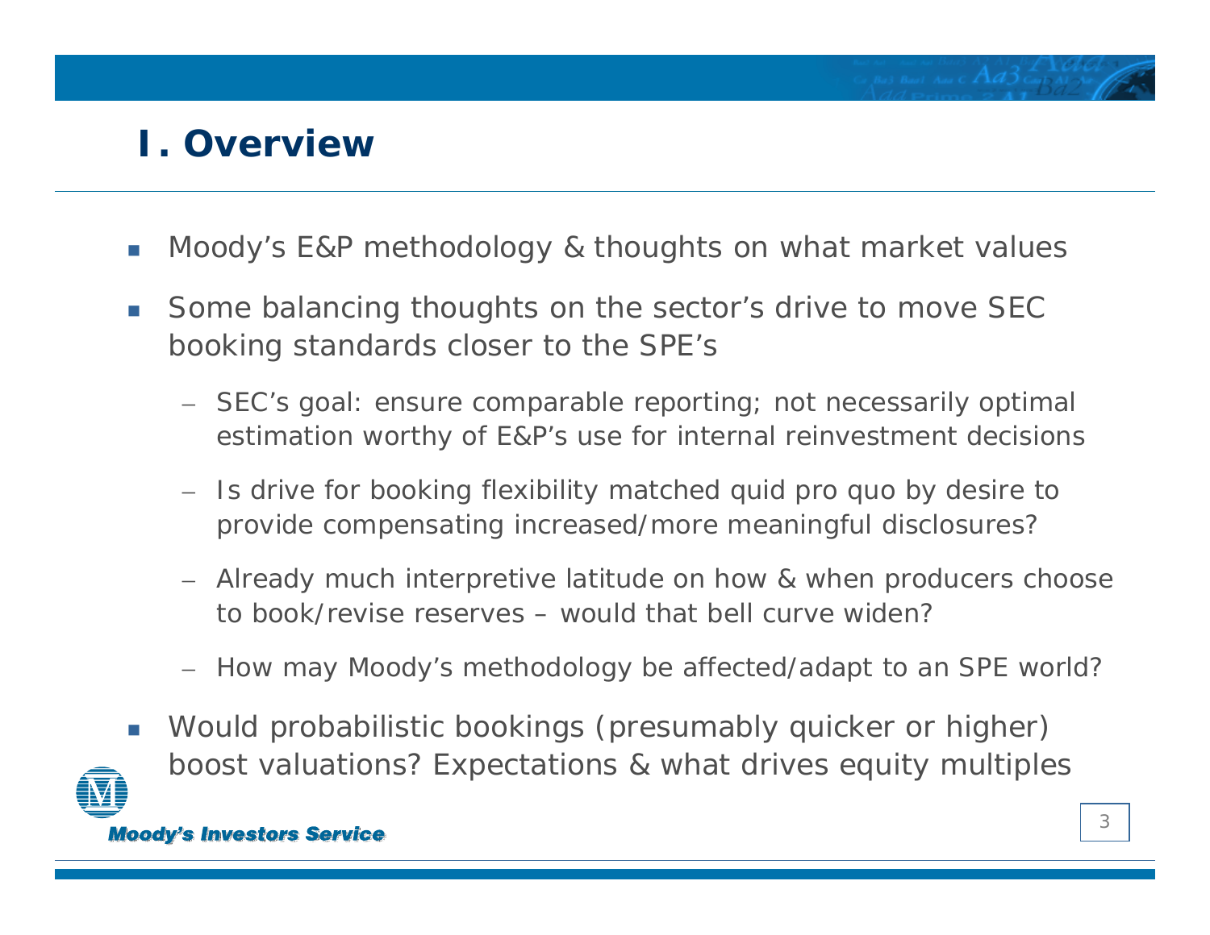# I. Overview

- Moody's E&P methodology & thoughts on what market values
- Some balancing thoughts on the sector's drive to move SEC booking standards closer to the SPE's
  - SEC's goal: ensure comparable reporting; not necessarily optimal estimation worthy of E&P's use for internal reinvestment decisions
  - Is drive for booking flexibility matched quid pro quo by desire to provide compensating increased/more meaningful disclosures?
  - Already much interpretive latitude on how & when producers choose to book/revise reserves – would that bell curve widen?
  - How may Moody's methodology be affected/adapt to an SPE world?
- Would probabilistic bookings (presumably quicker or higher) boost valuations? Expectations & what drives equity multiples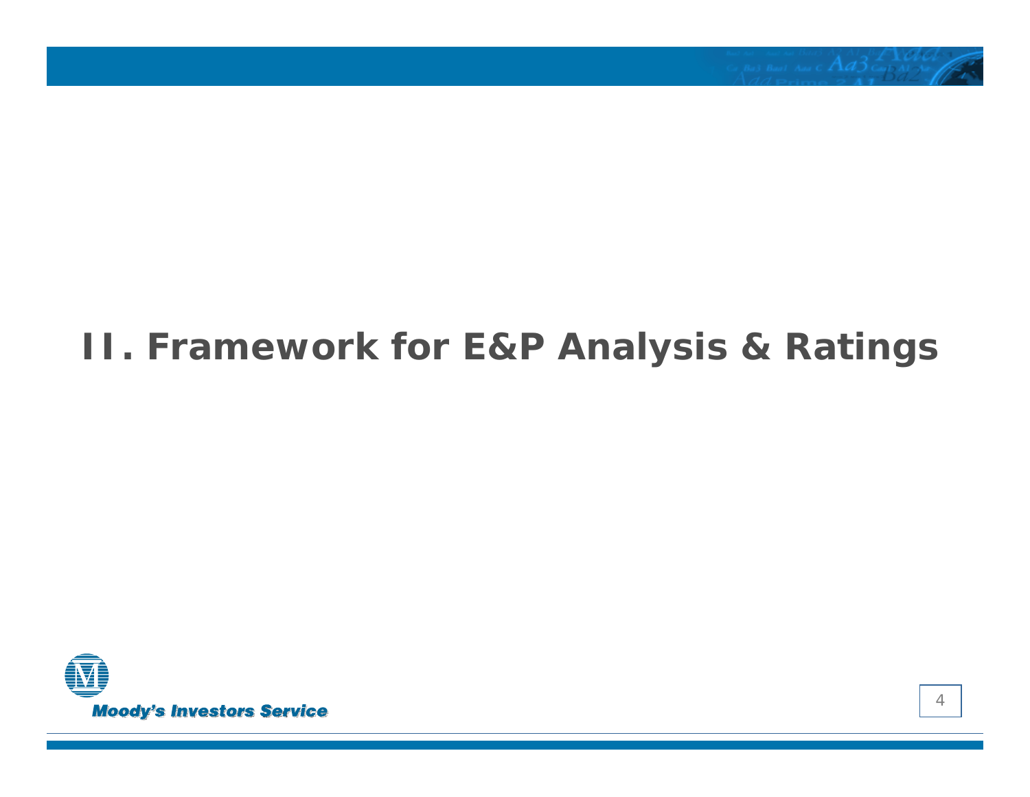# II. Framework for E&P Analysis & Ratings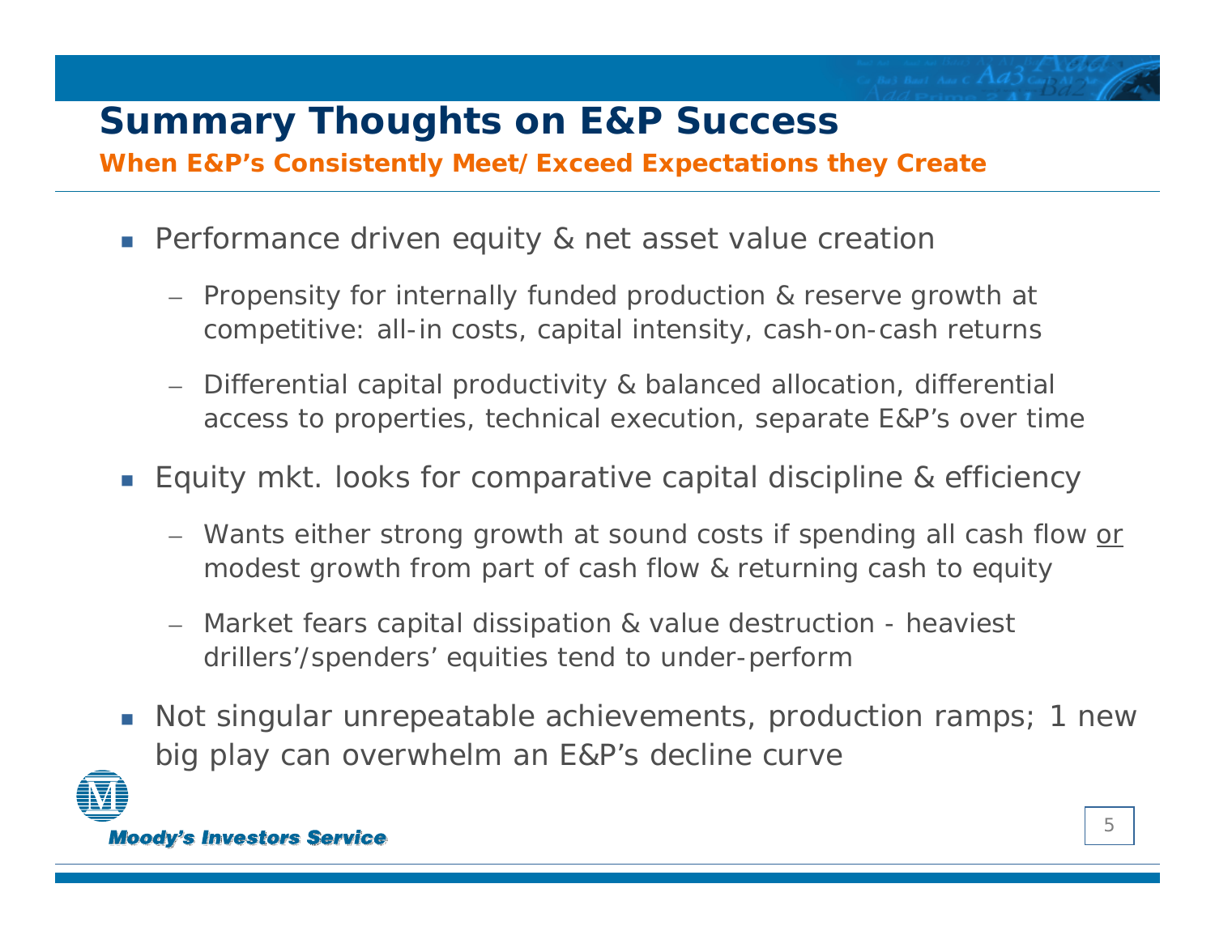# Summary Thoughts on E&P Success

**When E&P's Consistently Meet/Exceed Expectations they Create**

- Performance driven equity & net asset value creation
  - Propensity for internally funded production & reserve growth at competitive: all-in costs, capital intensity, cash-on-cash returns
  - Differential capital productivity & balanced allocation, differential access to properties, technical execution, separate E&P's over time
- Equity mkt. looks for comparative capital discipline & efficiency
  - Wants either strong growth at sound costs if spending all cash flow or modest growth from part of cash flow & returning cash to equity
  - Market fears capital dissipation & value destruction - heaviest drillers'/spenders' equities tend to under-perform
- Not singular unrepeatable achievements, production ramps; 1 new big play can overwhelm an E&P's decline curve

*Moody's Investors Service*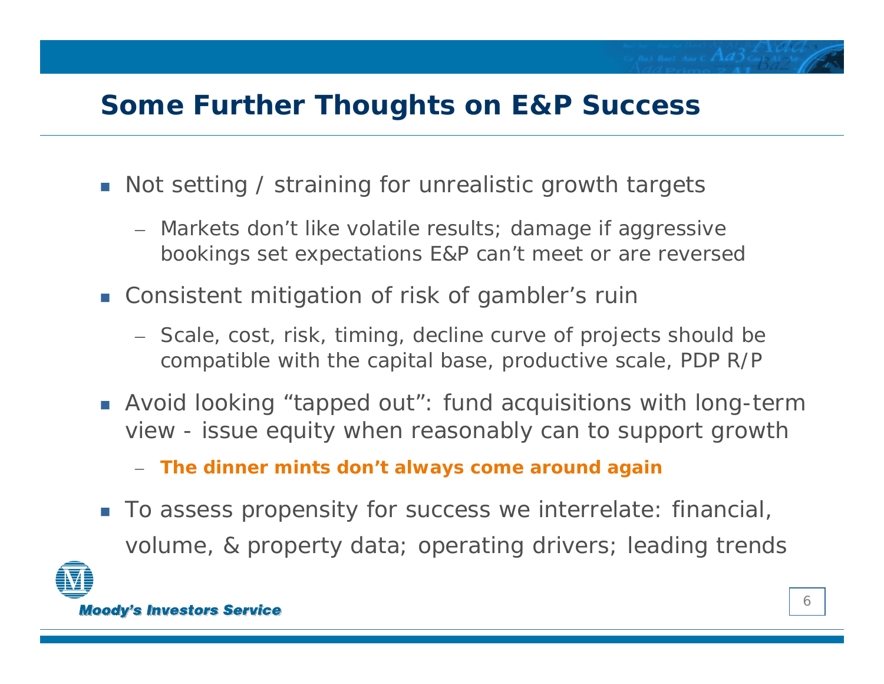## Some Further Thoughts on E&P Success

- Not setting / straining for unrealistic growth targets
  - Markets don't like volatile results; damage if aggressive bookings set expectations E&P can't meet or are reversed
- Consistent mitigation of risk of gambler's ruin
  - Scale, cost, risk, timing, decline curve of projects should be compatible with the capital base, productive scale, PDP R/P
- Avoid looking "tapped out": fund acquisitions with long-term view - issue equity when reasonably can to support growth
  - **The dinner mints don't always come around again**
- To assess propensity for success we interrelate: financial, volume, & property data; operating drivers; leading trends

Moody's Investors Service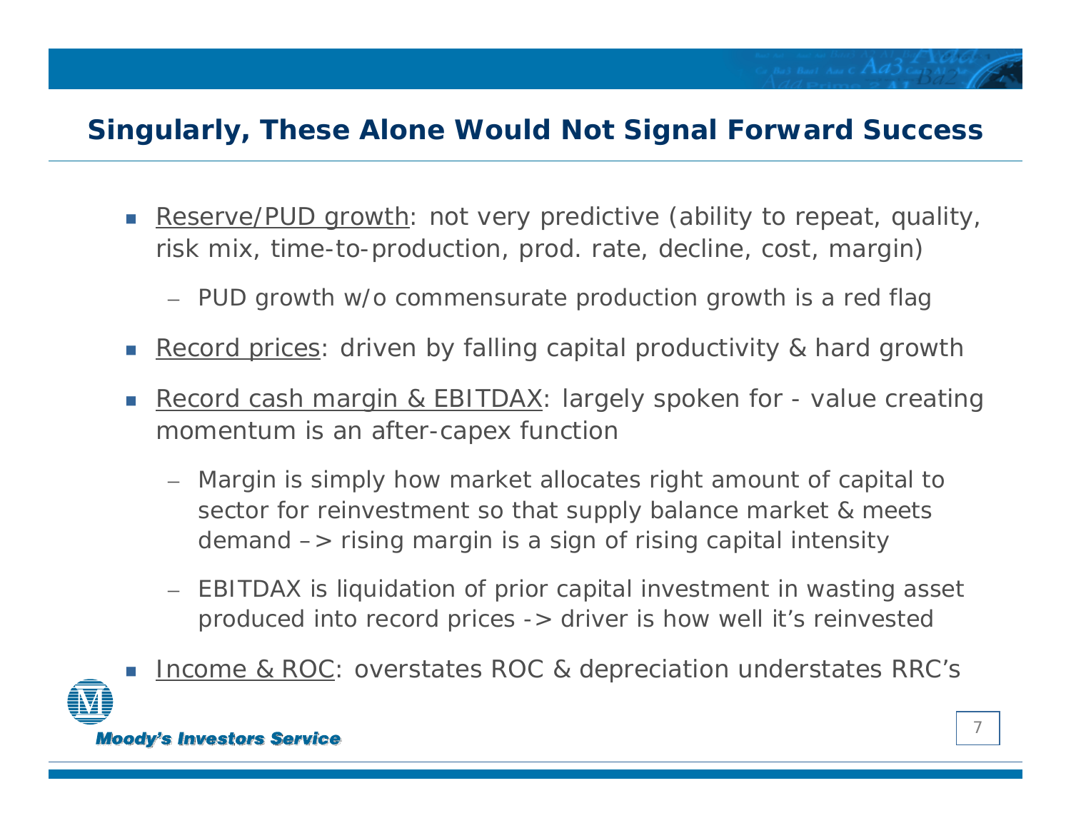## Singularly, These Alone Would Not Signal Forward Success

- Reserve/PUD growth: not very predictive (ability to repeat, quality, risk mix, time-to-production, prod. rate, decline, cost, margin)
  - PUD growth w/o commensurate production growth is a red flag
- Record prices: driven by falling capital productivity & hard growth
- Record cash margin & EBITDAX: largely spoken for - value creating momentum is an after-capex function
  - Margin is simply how market allocates right amount of capital to sector for reinvestment so that supply balance market & meets demand –> rising margin is a sign of rising capital intensity
  - EBITDAX is liquidation of prior capital investment in wasting asset produced into record prices -> driver is how well it's reinvested
- Income & ROC: overstates ROC & depreciation understates RRC's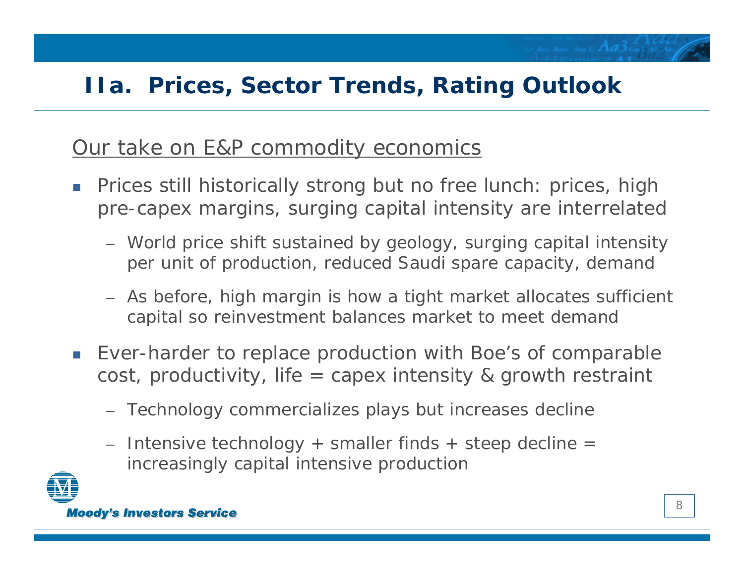# IIa. Prices, Sector Trends, Rating Outlook

Our take on E&P commodity economics

- Prices still historically strong but no free lunch: prices, high pre-capex margins, surging capital intensity are interrelated
  - World price shift sustained by geology, surging capital intensity per unit of production, reduced Saudi spare capacity, demand
  - As before, high margin is how a tight market allocates sufficient capital so reinvestment balances market to meet demand
- Ever-harder to replace production with Boe's of comparable cost, productivity, life = capex intensity & growth restraint
  - Technology commercializes plays but increases decline
  - Intensive technology + smaller finds + steep decline = increasingly capital intensive production

Moody's Investors Service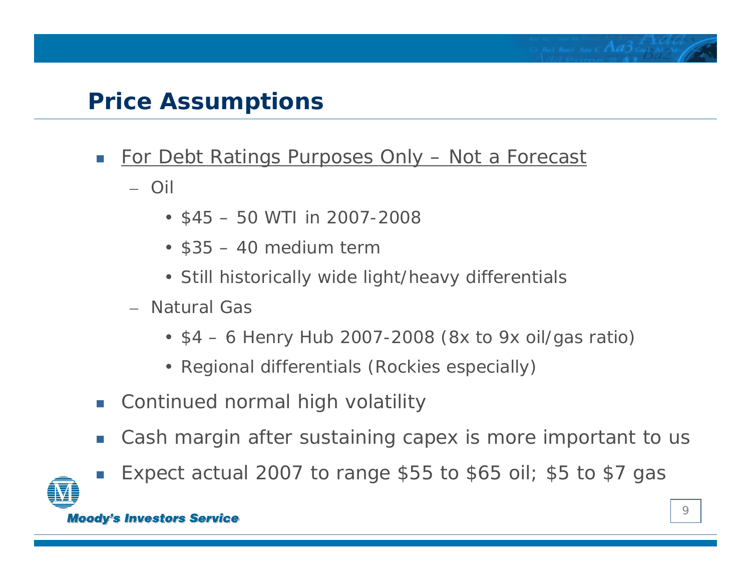# Price Assumptions

- For Debt Ratings Purposes Only – Not a Forecast
  - Oil
    - $45 – 50 WTI in 2007-2008
    - $35 – 40 medium term
    - Still historically wide light/heavy differentials
  - Natural Gas
    - $4 – 6 Henry Hub 2007-2008 (8x to 9x oil/gas ratio)
    - Regional differentials (Rockies especially)
- Continued normal high volatility
- Cash margin after sustaining capex is more important to us
- Expect actual 2007 to range $55 to $65 oil; $5 to $7 gas

Moody's Investors Service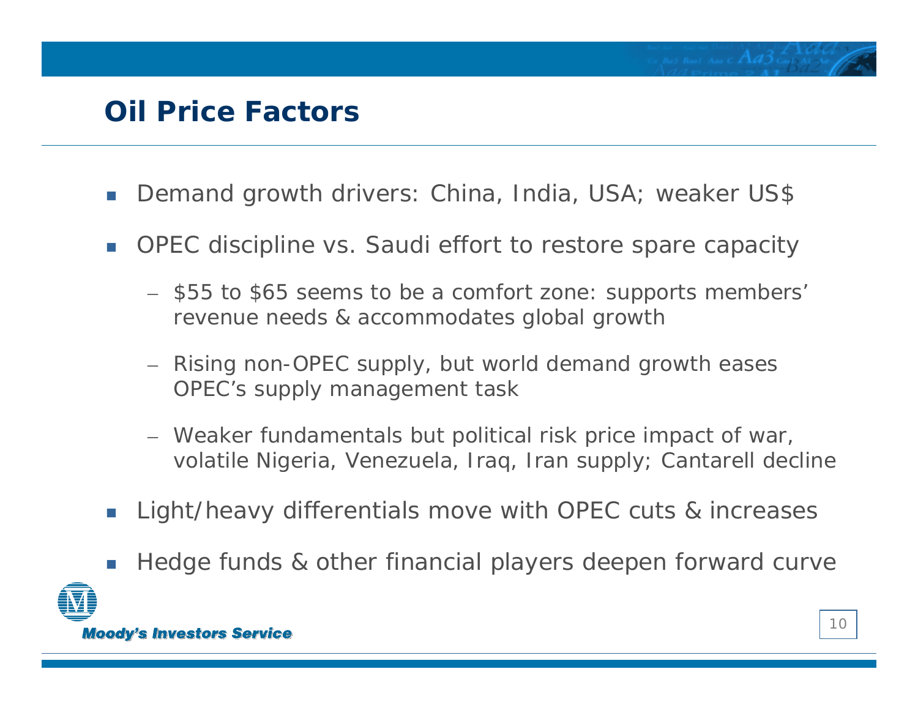# Oil Price Factors

- Demand growth drivers: China, India, USA; weaker US$
- OPEC discipline vs. Saudi effort to restore spare capacity
  - $55 to $65 seems to be a comfort zone: supports members' revenue needs & accommodates global growth
  - Rising non-OPEC supply, but world demand growth eases OPEC's supply management task
  - Weaker fundamentals but political risk price impact of war, volatile Nigeria, Venezuela, Iraq, Iran supply; Cantarell decline
- Light/heavy differentials move with OPEC cuts & increases
- Hedge funds & other financial players deepen forward curve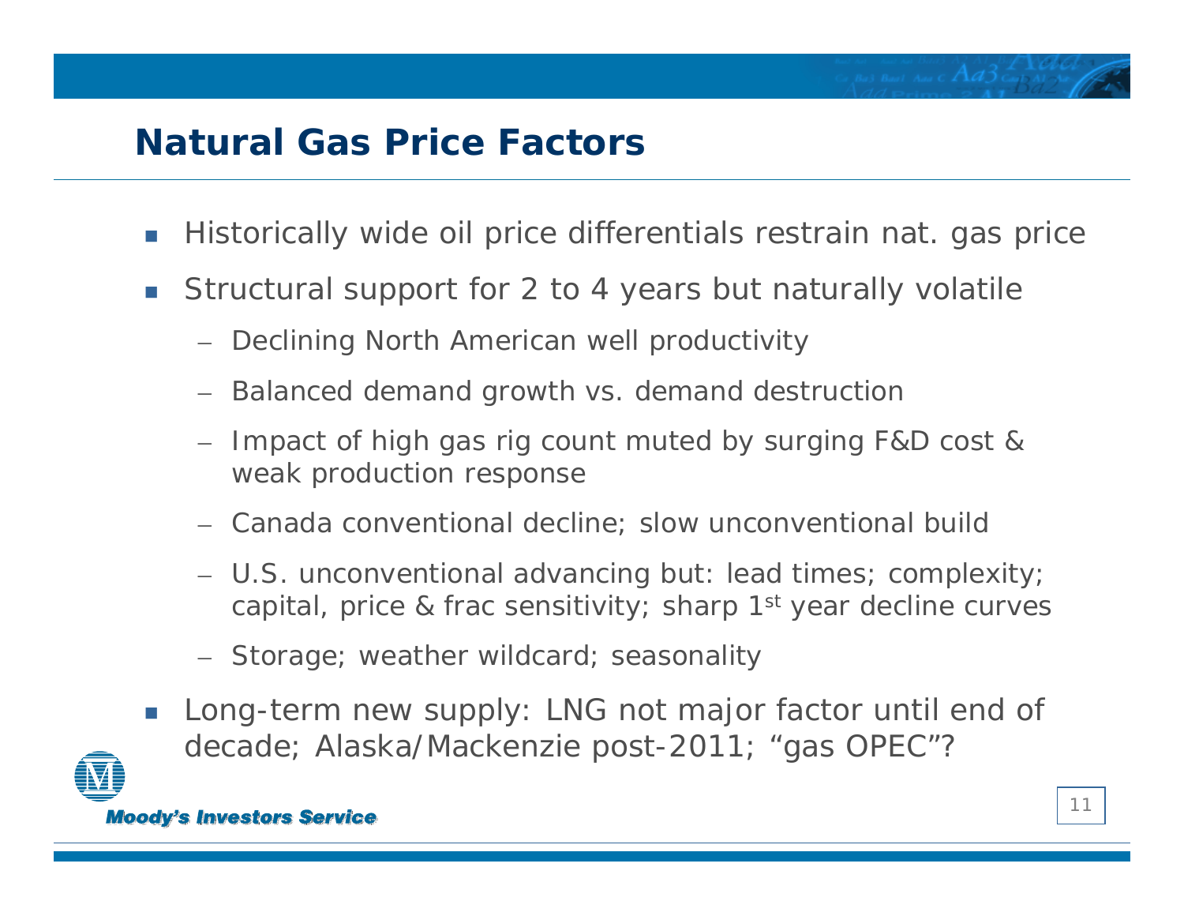# Natural Gas Price Factors

- Historically wide oil price differentials restrain nat. gas price
- Structural support for 2 to 4 years but naturally volatile
  - Declining North American well productivity
  - Balanced demand growth vs. demand destruction
  - Impact of high gas rig count muted by surging F&D cost & weak production response
  - Canada conventional decline; slow unconventional build
  - U.S. unconventional advancing but: lead times; complexity; capital, price & frac sensitivity; sharp 1st year decline curves
  - Storage; weather wildcard; seasonality
- Long-term new supply: LNG not major factor until end of decade; Alaska/Mackenzie post-2011; "gas OPEC"?

Moody's Investors Service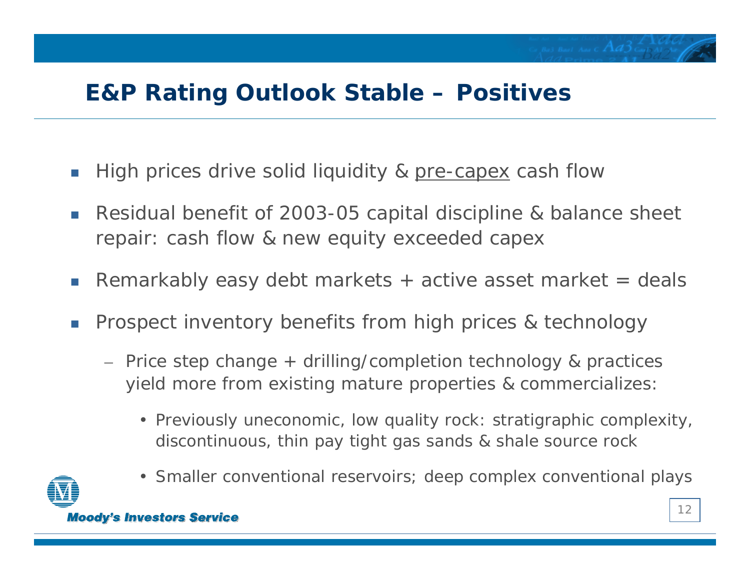## E&P Rating Outlook Stable – Positives

- High prices drive solid liquidity & <u>pre-capex</u> cash flow
- Residual benefit of 2003-05 capital discipline & balance sheet repair: cash flow & new equity exceeded capex
- Remarkably easy debt markets + active asset market = deals
- Prospect inventory benefits from high prices & technology
  - Price step change + drilling/completion technology & practices yield more from existing mature properties & commercializes:
    - Previously uneconomic, low quality rock: stratigraphic complexity, discontinuous, thin pay tight gas sands & shale source rock
    - Smaller conventional reservoirs; deep complex conventional plays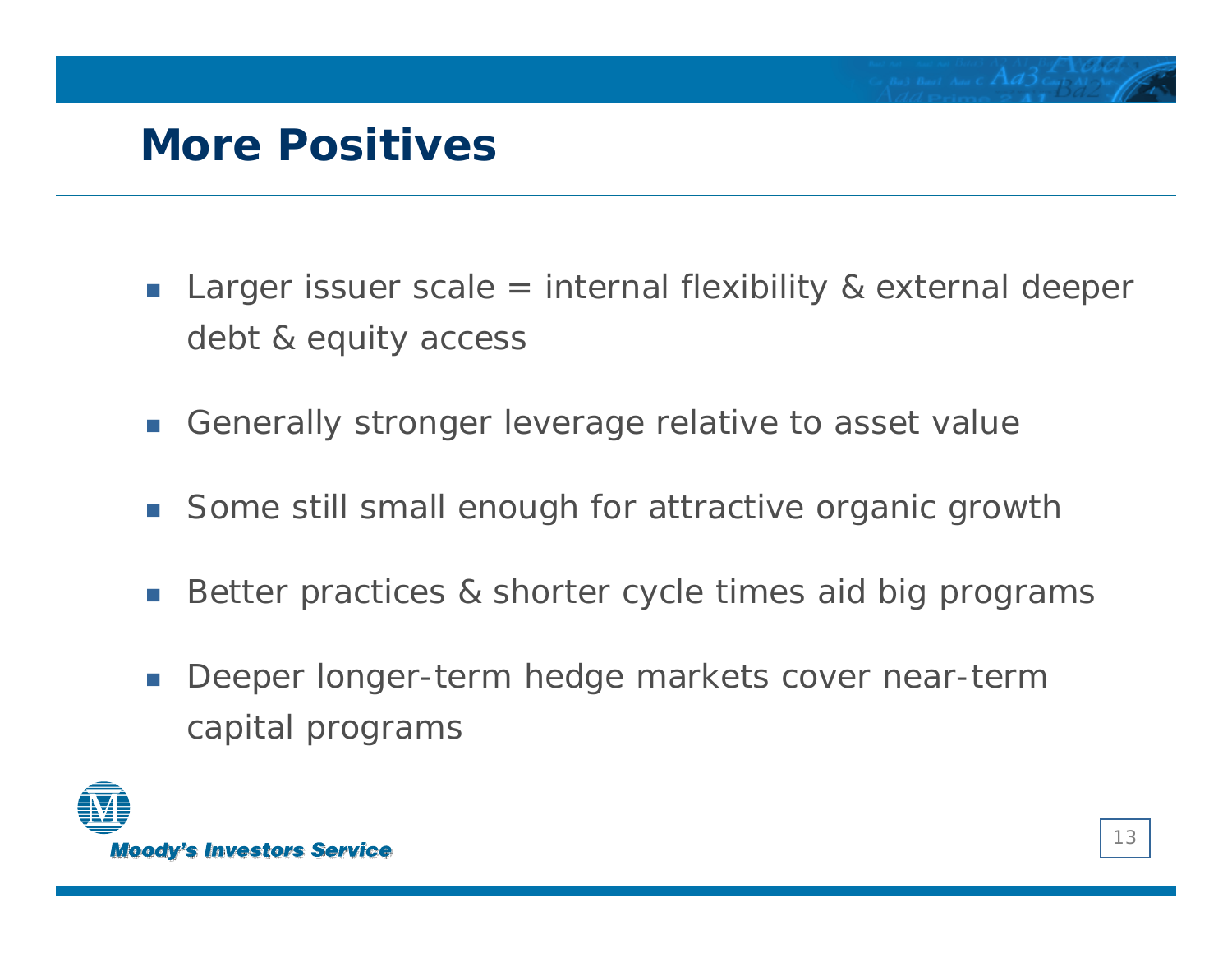## More Positives

- Larger issuer scale = internal flexibility & external deeper debt & equity access
- Generally stronger leverage relative to asset value
- Some still small enough for attractive organic growth
- Better practices & shorter cycle times aid big programs
- Deeper longer-term hedge markets cover near-term capital programs

Moody's Investors Service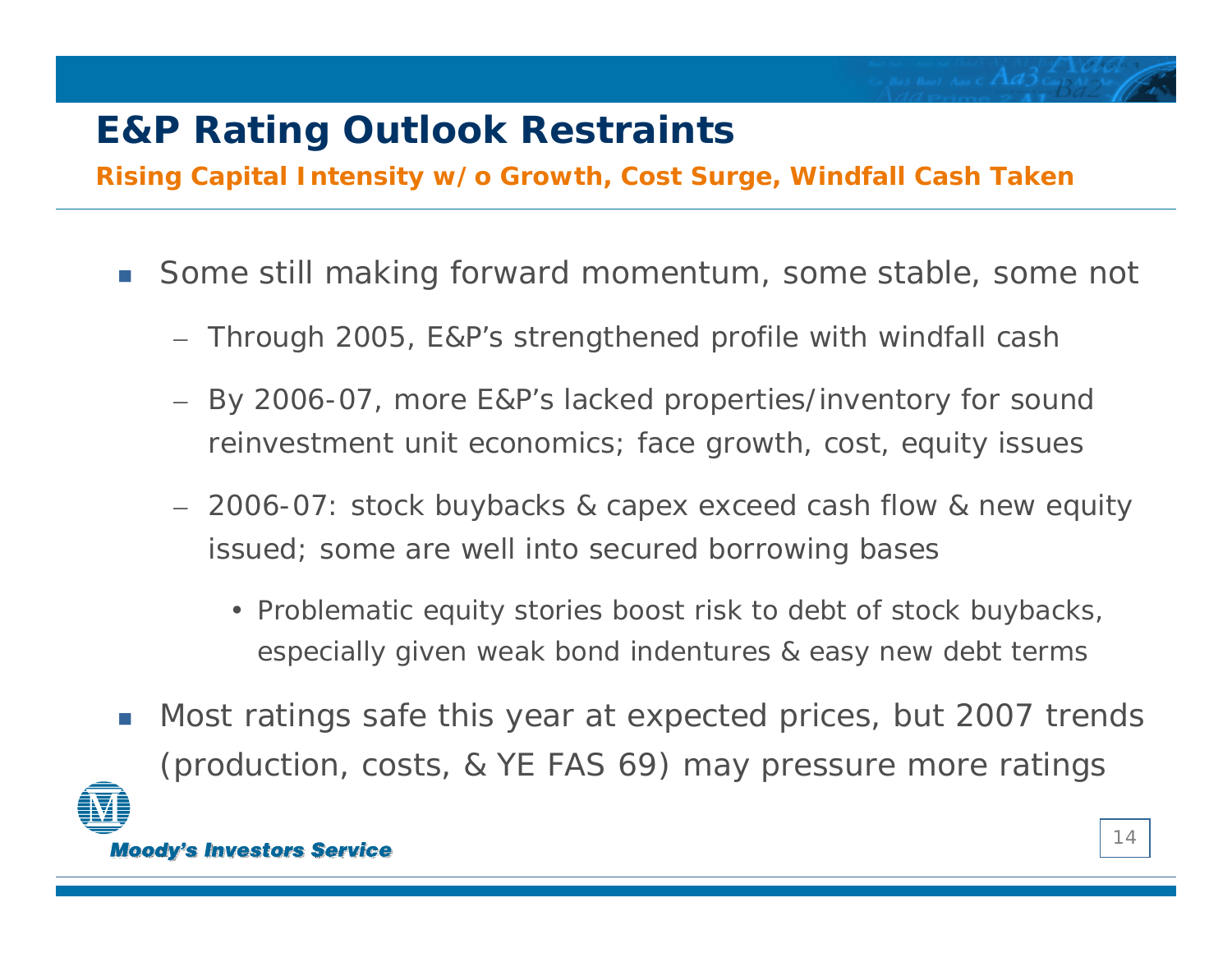# E&P Rating Outlook Restraints

**Rising Capital Intensity w/o Growth, Cost Surge, Windfall Cash Taken**

- Some still making forward momentum, some stable, some not
  - Through 2005, E&P's strengthened profile with windfall cash
  - By 2006-07, more E&P's lacked properties/inventory for sound reinvestment unit economics; face growth, cost, equity issues
  - 2006-07: stock buybacks & capex exceed cash flow & new equity issued; some are well into secured borrowing bases
    - Problematic equity stories boost risk to debt of stock buybacks, especially given weak bond indentures & easy new debt terms
- Most ratings safe this year at expected prices, but 2007 trends (production, costs, & YE FAS 69) may pressure more ratings

Moody's Investors Service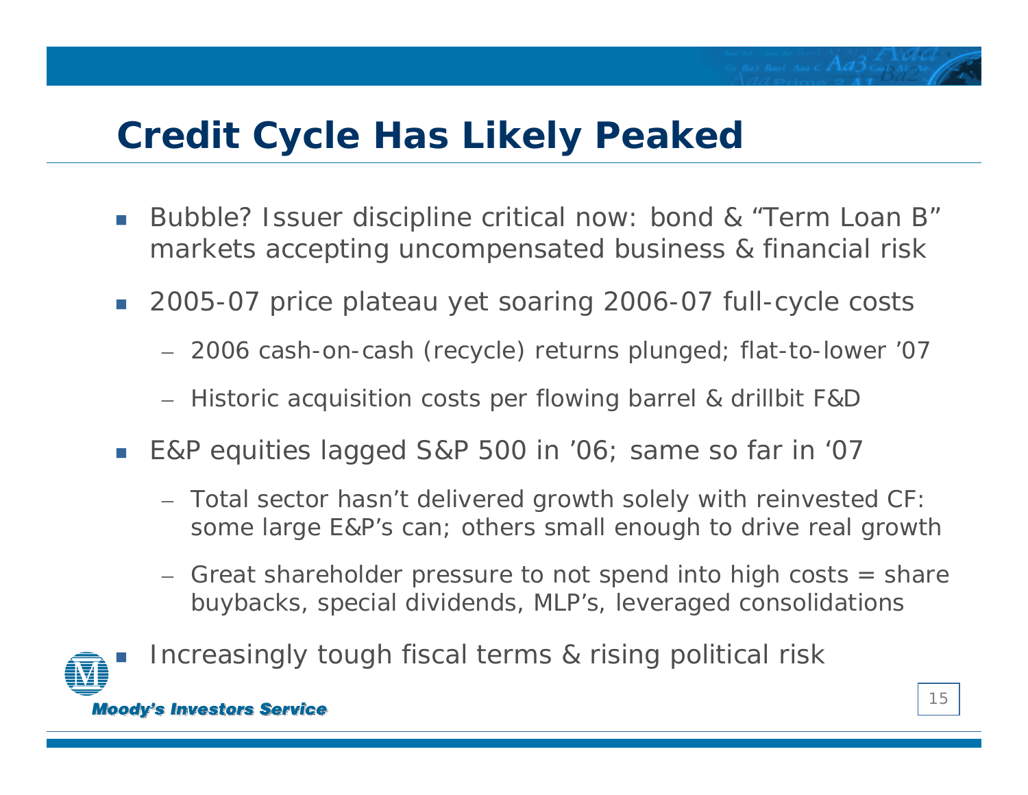# Credit Cycle Has Likely Peaked

- Bubble? Issuer discipline critical now: bond & "Term Loan B" markets accepting uncompensated business & financial risk
- 2005-07 price plateau yet soaring 2006-07 full-cycle costs
  - 2006 cash-on-cash (recycle) returns plunged; flat-to-lower '07
  - Historic acquisition costs per flowing barrel & drillbit F&D
- E&P equities lagged S&P 500 in '06; same so far in '07
  - Total sector hasn't delivered growth solely with reinvested CF: some large E&P's can; others small enough to drive real growth
  - Great shareholder pressure to not spend into high costs = share buybacks, special dividends, MLP's, leveraged consolidations
- Increasingly tough fiscal terms & rising political risk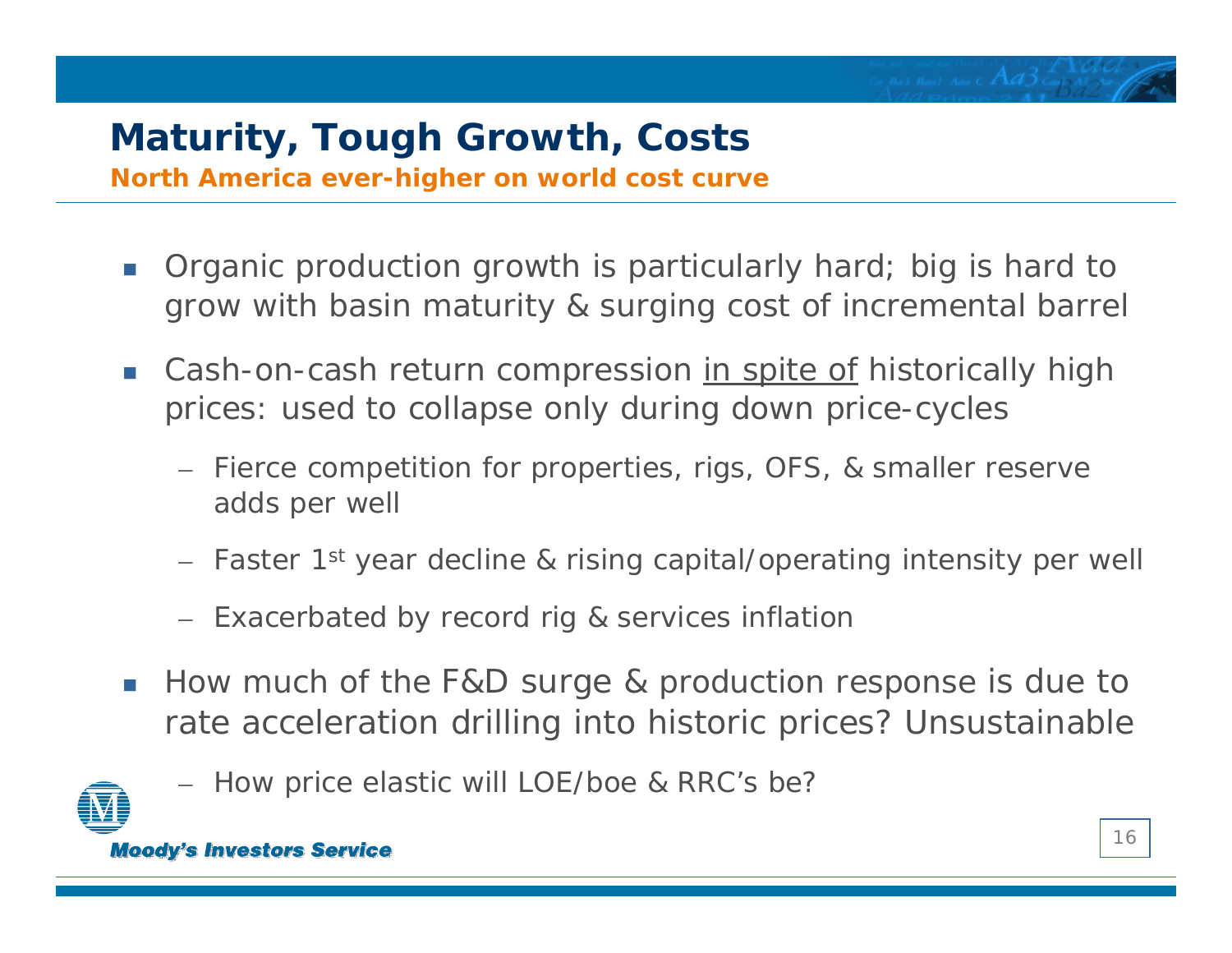# Maturity, Tough Growth, Costs

**North America ever-higher on world cost curve**

- Organic production growth is particularly hard; big is hard to grow with basin maturity & surging cost of incremental barrel
- Cash-on-cash return compression <u>in spite of</u> historically high prices: used to collapse only during down price-cycles
  - Fierce competition for properties, rigs, OFS, & smaller reserve adds per well
  - Faster 1st year decline & rising capital/operating intensity per well
  - Exacerbated by record rig & services inflation
- How much of the F&D surge & production response is due to rate acceleration drilling into historic prices? Unsustainable
  - How price elastic will LOE/boe & RRC's be?

Moody's Investors Service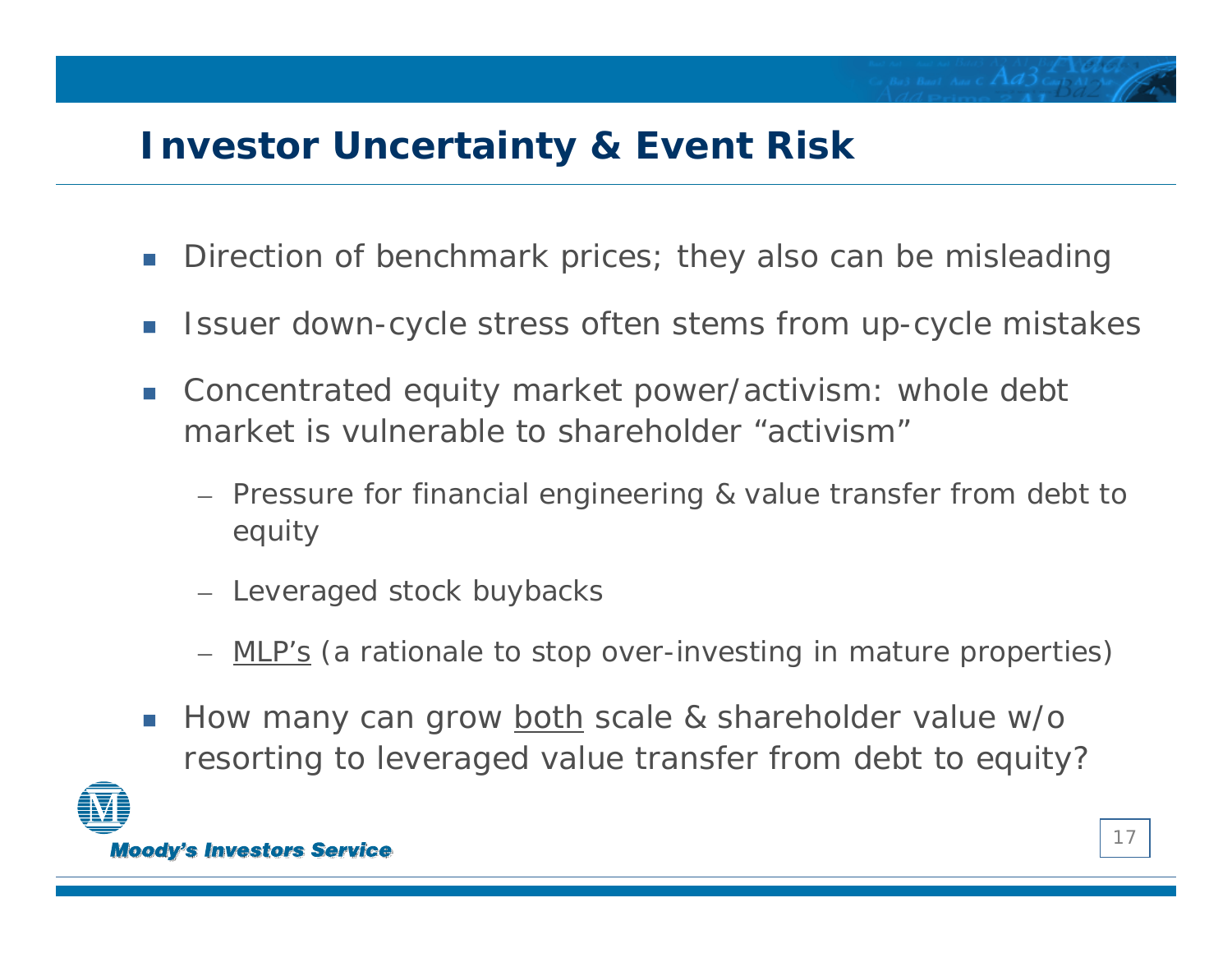# Investor Uncertainty & Event Risk

- Direction of benchmark prices; they also can be misleading
- Issuer down-cycle stress often stems from up-cycle mistakes
- Concentrated equity market power/activism: whole debt market is vulnerable to shareholder "activism"
  - Pressure for financial engineering & value transfer from debt to equity
  - Leveraged stock buybacks
  - <u>MLP's</u> (a rationale to stop over-investing in mature properties)
- How many can grow <u>both</u> scale & shareholder value w/o resorting to leveraged value transfer from debt to equity?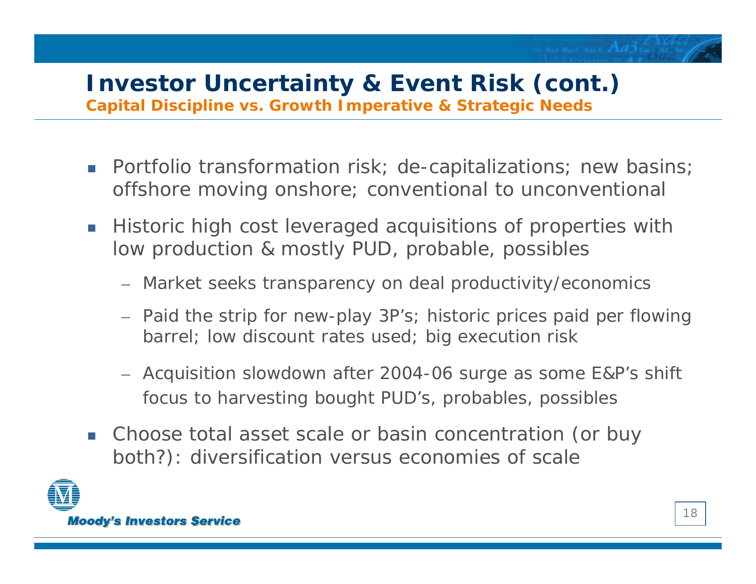# Investor Uncertainty & Event Risk (cont.)

**Capital Discipline vs. Growth Imperative & Strategic Needs**

- Portfolio transformation risk; de-capitalizations; new basins; offshore moving onshore; conventional to unconventional
- Historic high cost leveraged acquisitions of properties with low production & mostly PUD, probable, possibles
  - Market seeks transparency on deal productivity/economics
  - Paid the strip for new-play 3P's; historic prices paid per flowing barrel; low discount rates used; big execution risk
  - Acquisition slowdown after 2004-06 surge as some E&P's shift focus to harvesting bought PUD's, probables, possibles
- Choose total asset scale or basin concentration (or buy both?): diversification versus economies of scale

Moody's Investors Service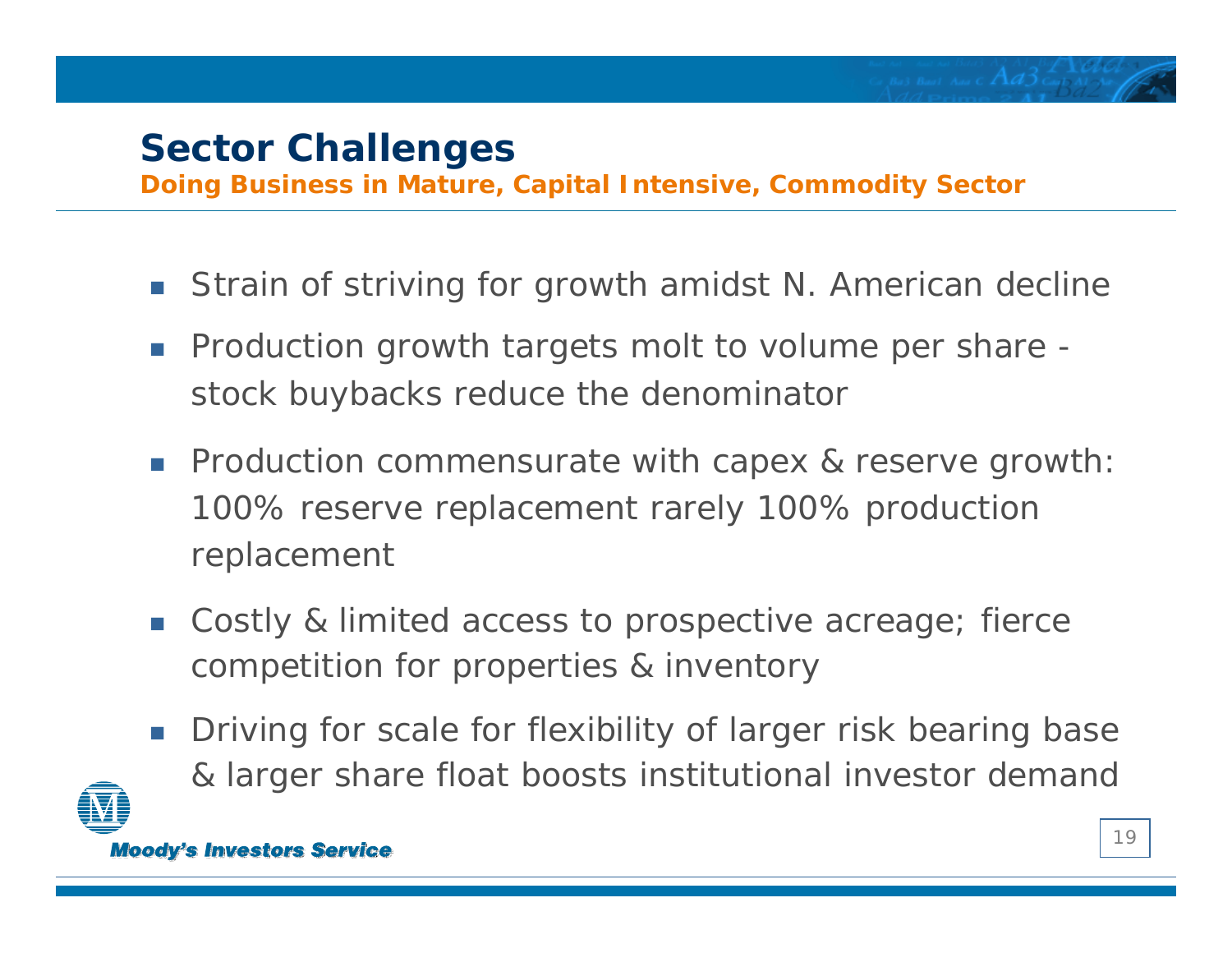## Sector Challenges

**Doing Business in Mature, Capital Intensive, Commodity Sector**

- Strain of striving for growth amidst N. American decline
- Production growth targets molt to volume per share - stock buybacks reduce the denominator
- Production commensurate with capex & reserve growth: 100% reserve replacement rarely 100% production replacement
- Costly & limited access to prospective acreage; fierce competition for properties & inventory
- Driving for scale for flexibility of larger risk bearing base & larger share float boosts institutional investor demand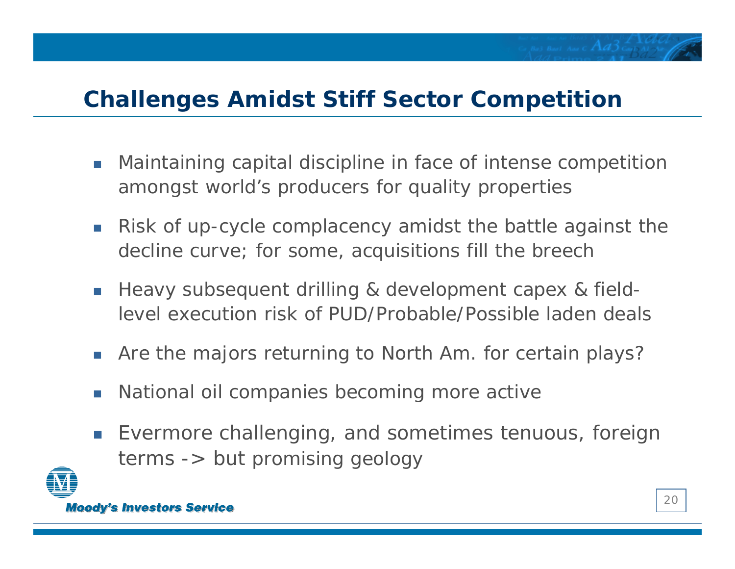# Challenges Amidst Stiff Sector Competition

- Maintaining capital discipline in face of intense competition amongst world's producers for quality properties
- Risk of up-cycle complacency amidst the battle against the decline curve; for some, acquisitions fill the breech
- Heavy subsequent drilling & development capex & field-level execution risk of PUD/Probable/Possible laden deals
- Are the majors returning to North Am. for certain plays?
- National oil companies becoming more active
- Evermore challenging, and sometimes tenuous, foreign terms -> but promising geology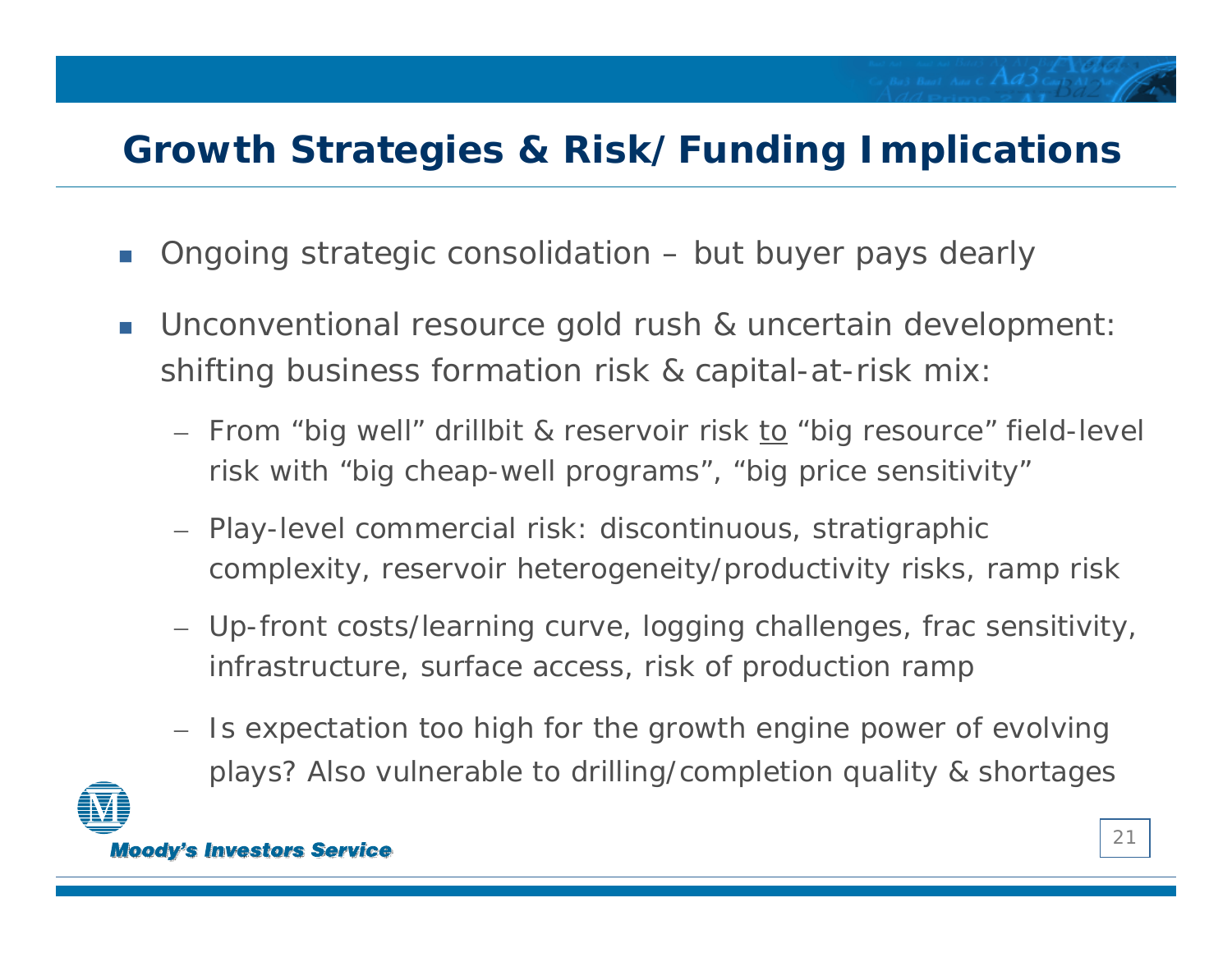## Growth Strategies & Risk/Funding Implications

- Ongoing strategic consolidation – but buyer pays dearly
- Unconventional resource gold rush & uncertain development: shifting business formation risk & capital-at-risk mix:
  - From "big well" drillbit & reservoir risk <u>to</u> "big resource" field-level risk with "big cheap-well programs", "big price sensitivity"
  - Play-level commercial risk: discontinuous, stratigraphic complexity, reservoir heterogeneity/productivity risks, ramp risk
  - Up-front costs/learning curve, logging challenges, frac sensitivity, infrastructure, surface access, risk of production ramp
  - Is expectation too high for the growth engine power of evolving plays? Also vulnerable to drilling/completion quality & shortages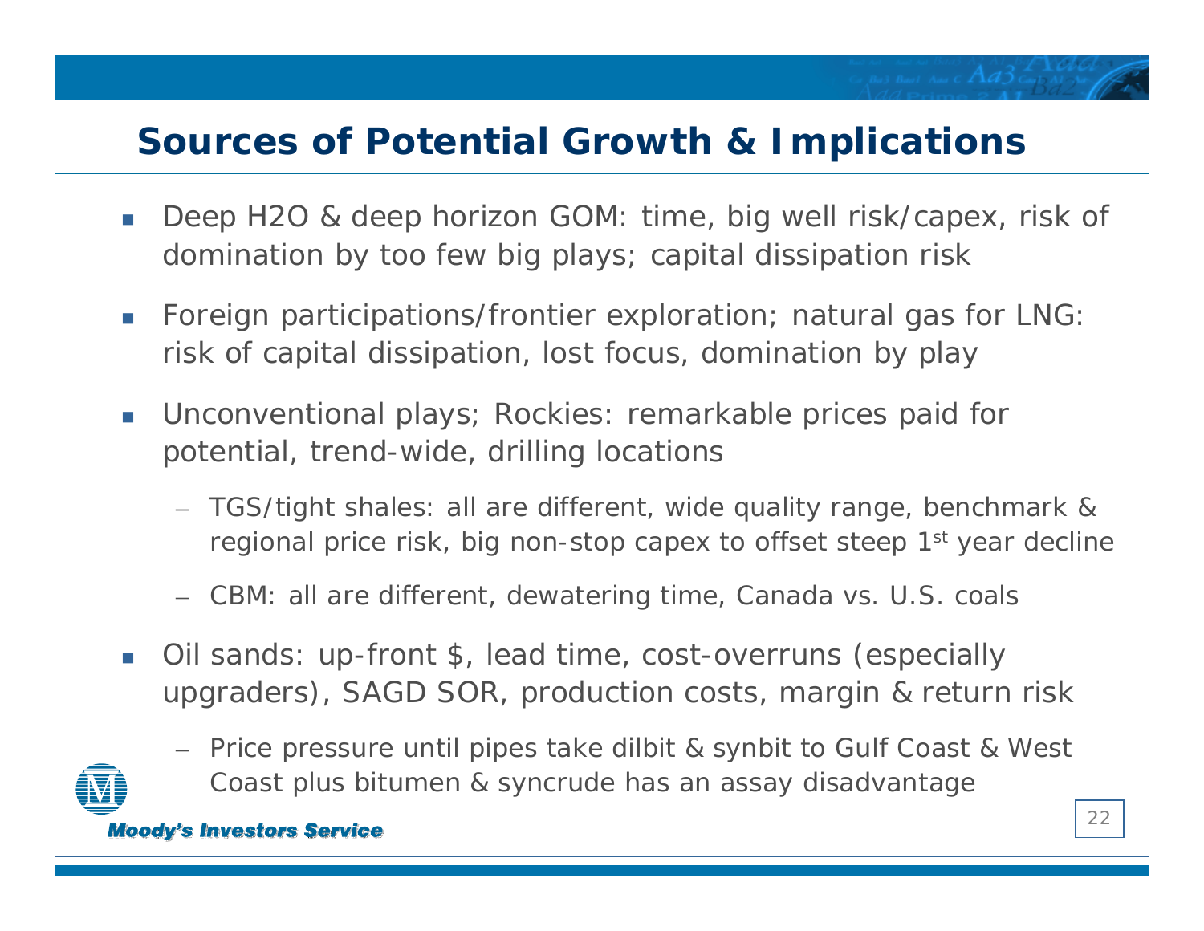# Sources of Potential Growth & Implications

- Deep H2O & deep horizon GOM: time, big well risk/capex, risk of domination by too few big plays; capital dissipation risk
- Foreign participations/frontier exploration; natural gas for LNG: risk of capital dissipation, lost focus, domination by play
- Unconventional plays; Rockies: remarkable prices paid for potential, trend-wide, drilling locations
  - TGS/tight shales: all are different, wide quality range, benchmark & regional price risk, big non-stop capex to offset steep 1st year decline
  - CBM: all are different, dewatering time, Canada vs. U.S. coals
- Oil sands: up-front $, lead time, cost-overruns (especially upgraders), SAGD SOR, production costs, margin & return risk
  - Price pressure until pipes take dilbit & synbit to Gulf Coast & West Coast plus bitumen & syncrude has an assay disadvantage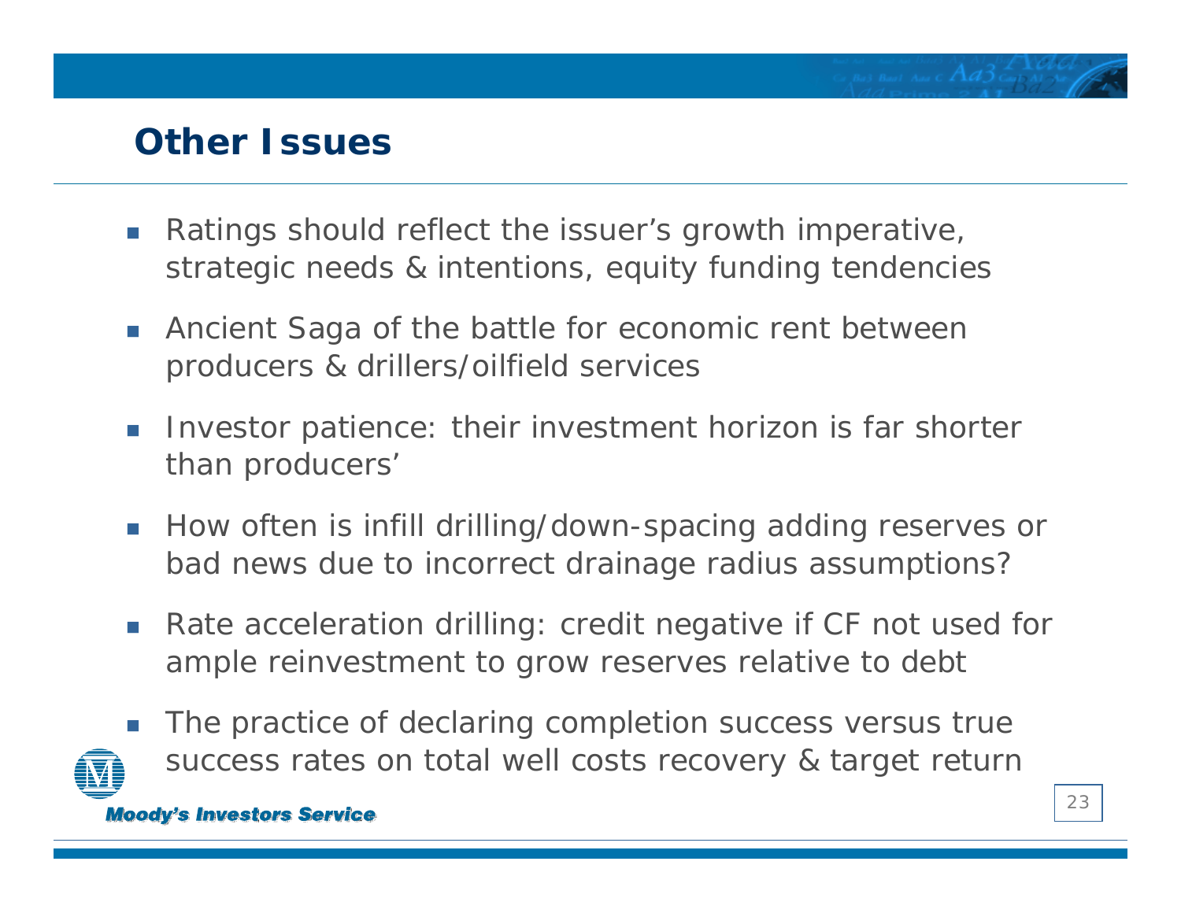## Other Issues

- Ratings should reflect the issuer's growth imperative, strategic needs & intentions, equity funding tendencies
- Ancient Saga of the battle for economic rent between producers & drillers/oilfield services
- Investor patience: their investment horizon is far shorter than producers'
- How often is infill drilling/down-spacing adding reserves or bad news due to incorrect drainage radius assumptions?
- Rate acceleration drilling: credit negative if CF not used for ample reinvestment to grow reserves relative to debt
- The practice of declaring completion success versus true success rates on total well costs recovery & target return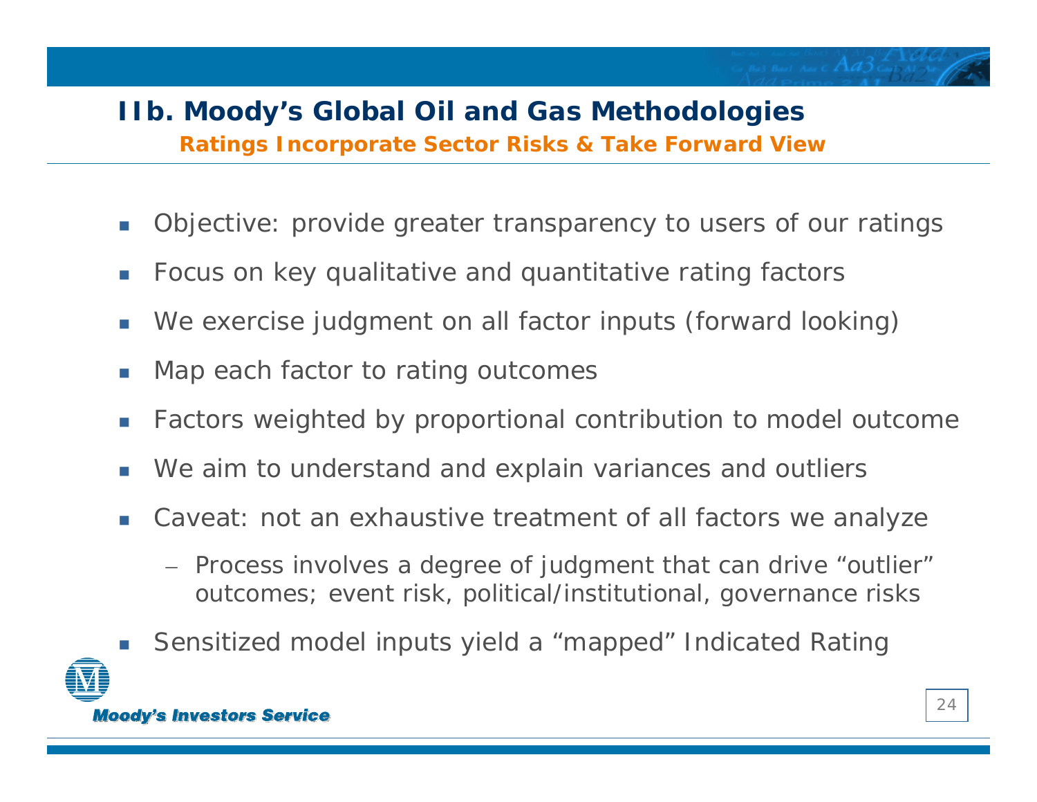## IIb. Moody's Global Oil and Gas Methodologies

### Ratings Incorporate Sector Risks & Take Forward View

- Objective: provide greater transparency to users of our ratings
- Focus on key qualitative and quantitative rating factors
- We exercise judgment on all factor inputs (forward looking)
- Map each factor to rating outcomes
- Factors weighted by proportional contribution to model outcome
- We aim to understand and explain variances and outliers
- Caveat: not an exhaustive treatment of all factors we analyze
  - Process involves a degree of judgment that can drive "outlier" outcomes; event risk, political/institutional, governance risks
- Sensitized model inputs yield a "mapped" Indicated Rating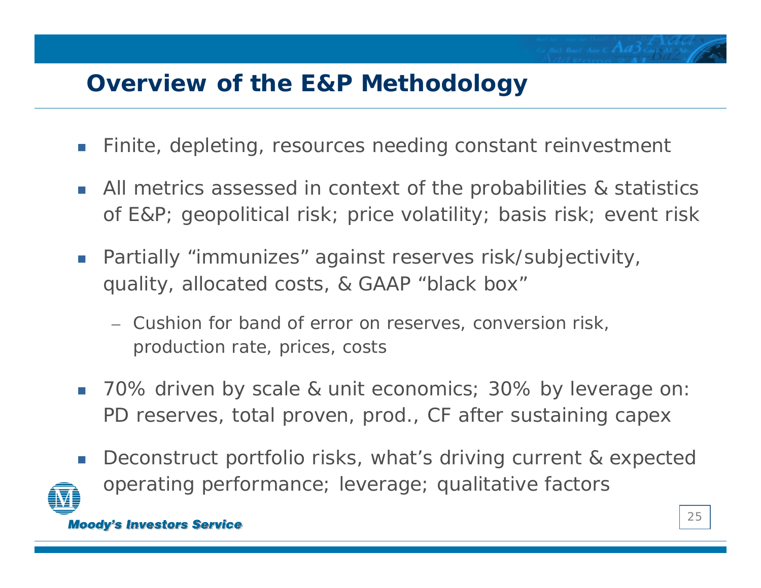## Overview of the E&P Methodology

- Finite, depleting, resources needing constant reinvestment
- All metrics assessed in context of the probabilities & statistics of E&P; geopolitical risk; price volatility; basis risk; event risk
- Partially "immunizes" against reserves risk/subjectivity, quality, allocated costs, & GAAP "black box"
  - Cushion for band of error on reserves, conversion risk, production rate, prices, costs
- 70% driven by scale & unit economics; 30% by leverage on: PD reserves, total proven, prod., CF after sustaining capex
- Deconstruct portfolio risks, what's driving current & expected operating performance; leverage; qualitative factors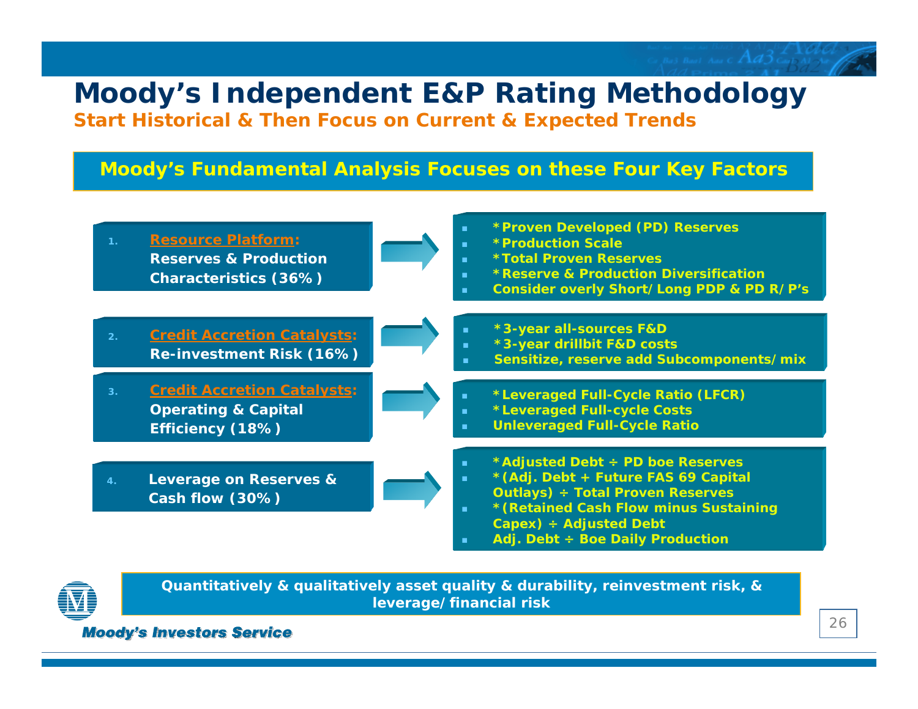# Moody's Independent E&P Rating Methodology

**Start Historical & Then Focus on Current & Expected Trends**

**Moody's Fundamental Analysis Focuses on these Four Key Factors**

1. **Resource Platform:** Reserves & Production Characteristics (36%)
   - *Proven Developed (PD) Reserves
   - *Production Scale
   - *Total Proven Reserves
   - *Reserve & Production Diversification
   - Consider overly Short/Long PDP & PD R/P's

2. **Credit Accretion Catalysts:** Re-investment Risk (16%)
   - *3-year all-sources F&D
   - *3-year drillbit F&D costs
   - Sensitize, reserve add Subcomponents/mix

3. **Credit Accretion Catalysts:** Operating & Capital Efficiency (18%)
   - *Leveraged Full-Cycle Ratio (LFCR)
   - *Leveraged Full-cycle Costs
   - Unleveraged Full-Cycle Ratio

4. Leverage on Reserves & Cash flow (30%)
   - *Adjusted Debt ÷ PD boe Reserves
   - *(Adj. Debt + Future FAS 69 Capital Outlays) ÷ Total Proven Reserves
   - *(Retained Cash Flow minus Sustaining Capex) ÷ Adjusted Debt
   - Adj. Debt ÷ Boe Daily Production

**Quantitatively & qualitatively asset quality & durability, reinvestment risk, & leverage/financial risk**

*Moody's Investors Service*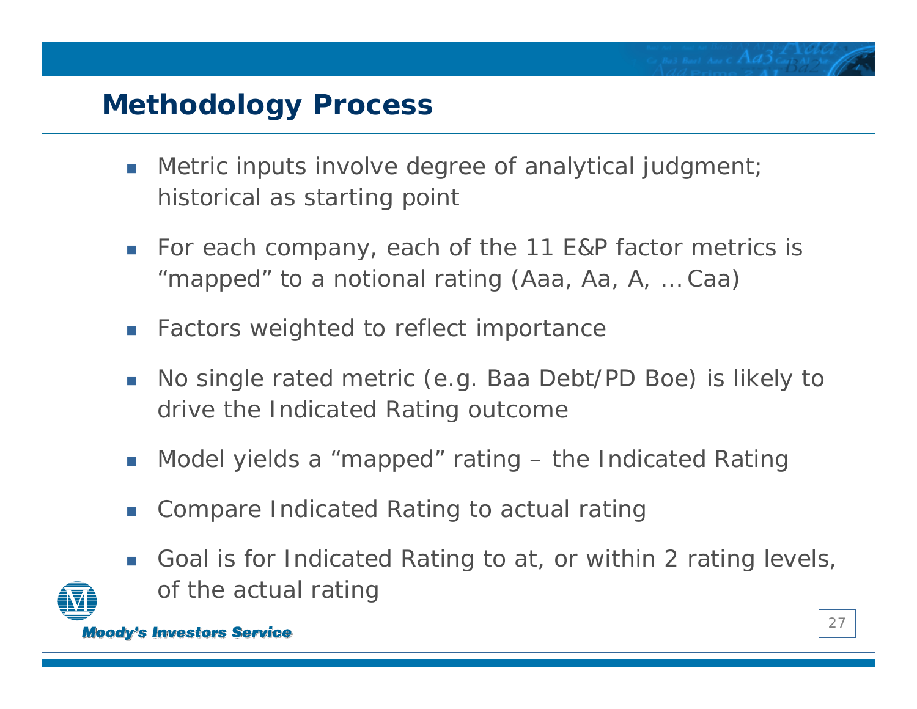## Methodology Process

- Metric inputs involve degree of analytical judgment; historical as starting point
- For each company, each of the 11 E&P factor metrics is "mapped" to a notional rating (Aaa, Aa, A, … Caa)
- Factors weighted to reflect importance
- No single rated metric (e.g. Baa Debt/PD Boe) is likely to drive the Indicated Rating outcome
- Model yields a "mapped" rating – the Indicated Rating
- Compare Indicated Rating to actual rating
- Goal is for Indicated Rating to at, or within 2 rating levels, of the actual rating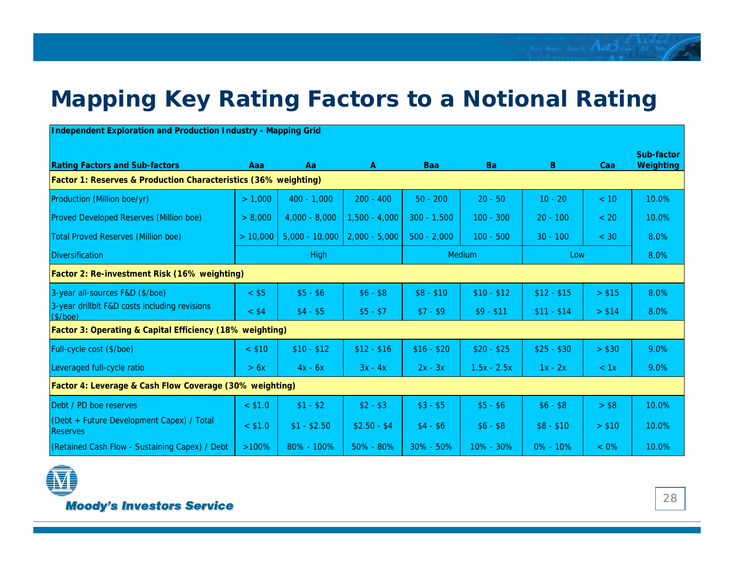# Mapping Key Rating Factors to a Notional Rating

**Independent Exploration and Production Industry - Mapping Grid**

| Rating Factors and Sub-factors | Aaa | Aa | A | Baa | Ba | B | Caa | Sub-factor Weighting |
|---|---|---|---|---|---|---|---|---|
| **Factor 1: Reserves & Production Characteristics (36% weighting)** | | | | | | | | |
| Production (Million boe/yr) | > 1,000 | 400 - 1,000 | 200 - 400 | 50 - 200 | 20 - 50 | 10 - 20 | < 10 | 10.0% |
| Proved Developed Reserves (Million boe) | > 8,000 | 4,000 - 8,000 | 1,500 - 4,000 | 300 - 1,500 | 100 - 300 | 20 - 100 | < 20 | 10.0% |
| Total Proved Reserves (Million boe) | > 10,000 | 5,000 - 10,000 | 2,000 - 5,000 | 500 - 2,000 | 100 - 500 | 30 - 100 | < 30 | 8.0% |
| Diversification | | High | | Medium | | Low | | 8.0% |
| **Factor 2: Re-investment Risk (16% weighting)** | | | | | | | | |
| 3-year all-sources F&D ($/boe) | < $5 | $5 - $6 | $6 - $8 | $8 - $10 | $10 - $12 | $12 - $15 | > $15 | 8.0% |
| 3-year drillbit F&D costs including revisions ($/boe) | < $4 | $4 - $5 | $5 - $7 | $7 - $9 | $9 - $11 | $11 - $14 | > $14 | 8.0% |
| **Factor 3: Operating & Capital Efficiency (18% weighting)** | | | | | | | | |
| Full-cycle cost ($/boe) | < $10 | $10 - $12 | $12 - $16 | $16 - $20 | $20 - $25 | $25 - $30 | > $30 | 9.0% |
| Leveraged full-cycle ratio | > 6x | 4x - 6x | 3x - 4x | 2x - 3x | 1.5x - 2.5x | 1x - 2x | < 1x | 9.0% |
| **Factor 4: Leverage & Cash Flow Coverage (30% weighting)** | | | | | | | | |
| Debt / PD boe reserves | < $1.0 | $1 - $2 | $2 - $3 | $3 - $5 | $5 - $6 | $6 - $8 | > $8 | 10.0% |
| (Debt + Future Development Capex) / Total Reserves | < $1.0 | $1 - $2.50 | $2.50 - $4 | $4 - $6 | $6 - $8 | $8 - $10 | > $10 | 10.0% |
| (Retained Cash Flow - Sustaining Capex) / Debt | >100% | 80% - 100% | 50% - 80% | 30% - 50% | 10% - 30% | 0% - 10% | < 0% | 10.0% |

Moody's Investors Service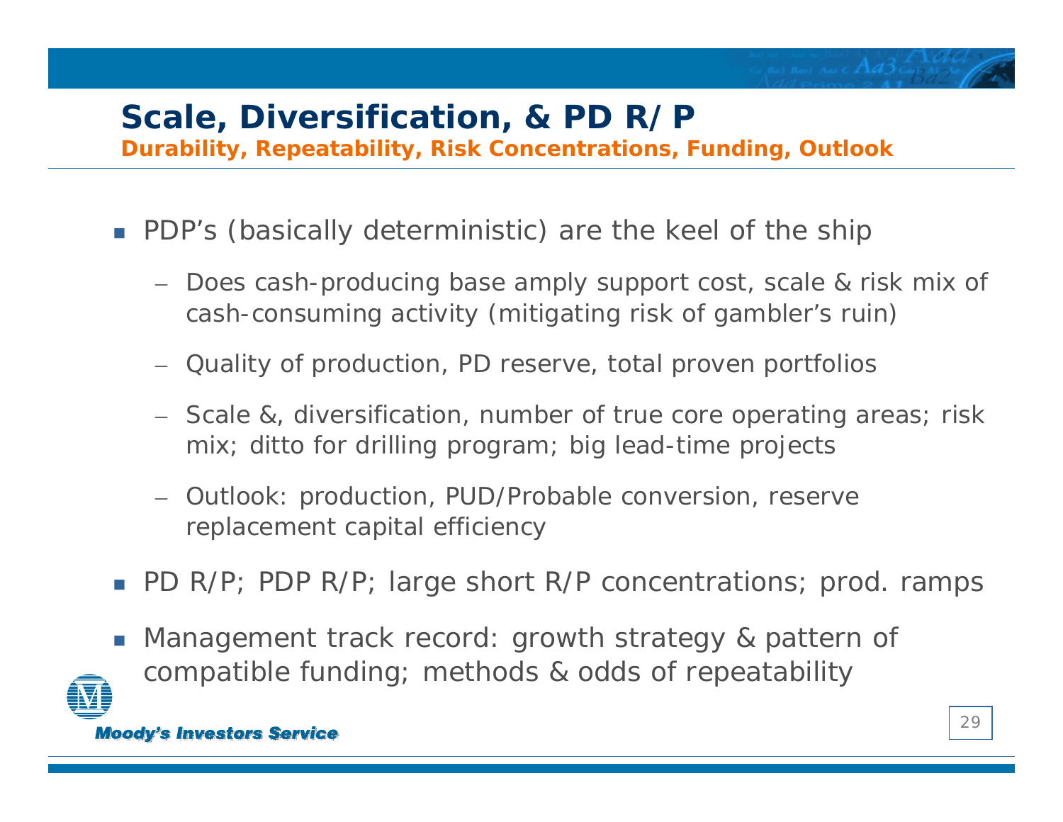# Scale, Diversification, & PD R/P

**Durability, Repeatability, Risk Concentrations, Funding, Outlook**

- PDP's (basically deterministic) are the keel of the ship
  - Does cash-producing base amply support cost, scale & risk mix of cash-consuming activity (mitigating risk of gambler's ruin)
  - Quality of production, PD reserve, total proven portfolios
  - Scale &, diversification, number of true core operating areas; risk mix; ditto for drilling program; big lead-time projects
  - Outlook: production, PUD/Probable conversion, reserve replacement capital efficiency
- PD R/P; PDP R/P; large short R/P concentrations; prod. ramps
- Management track record: growth strategy & pattern of compatible funding; methods & odds of repeatability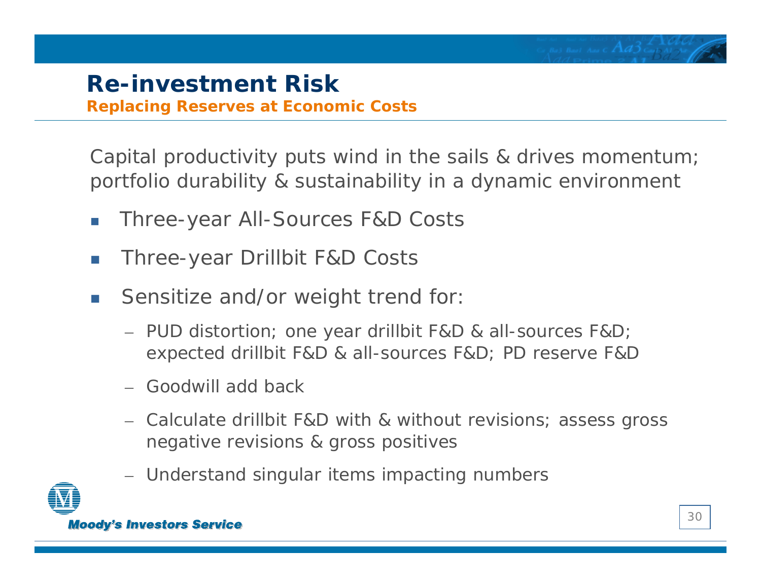# Re-investment Risk

## Replacing Reserves at Economic Costs

Capital productivity puts wind in the sails & drives momentum; portfolio durability & sustainability in a dynamic environment

- Three-year All-Sources F&D Costs
- Three-year Drillbit F&D Costs
- Sensitize and/or weight trend for:
  - PUD distortion; one year drillbit F&D & all-sources F&D; expected drillbit F&D & all-sources F&D; PD reserve F&D
  - Goodwill add back
  - Calculate drillbit F&D with & without revisions; assess gross negative revisions & gross positives
  - Understand singular items impacting numbers

Moody's Investors Service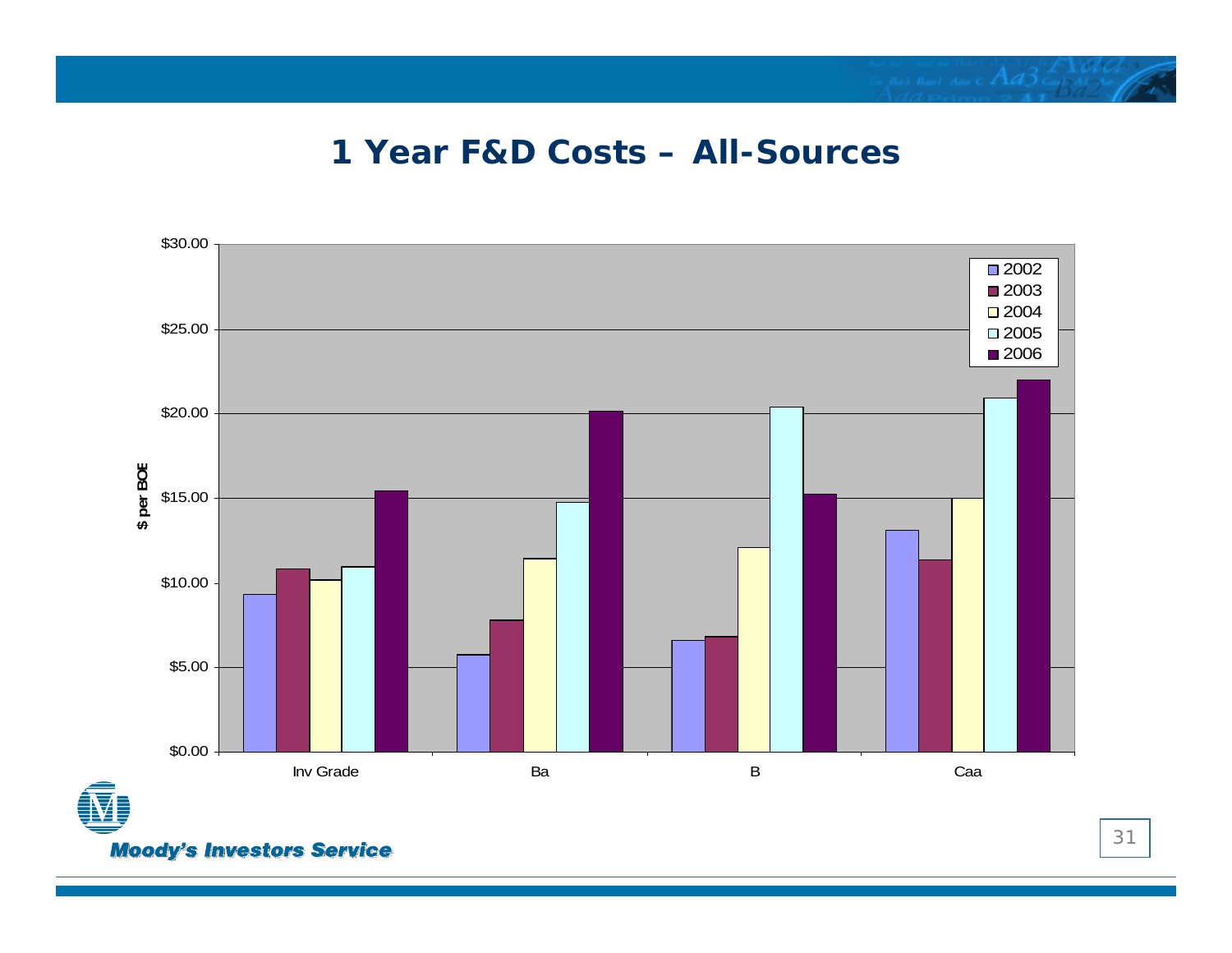# 1 Year F&D Costs – All-Sources

$30.00
$25.00
$20.00
$15.00
$10.00
$5.00
$0.00

$ per BOE

Inv Grade
Ba
B
Caa

2002
2003
2004
2005
2006

Moody's Investors Service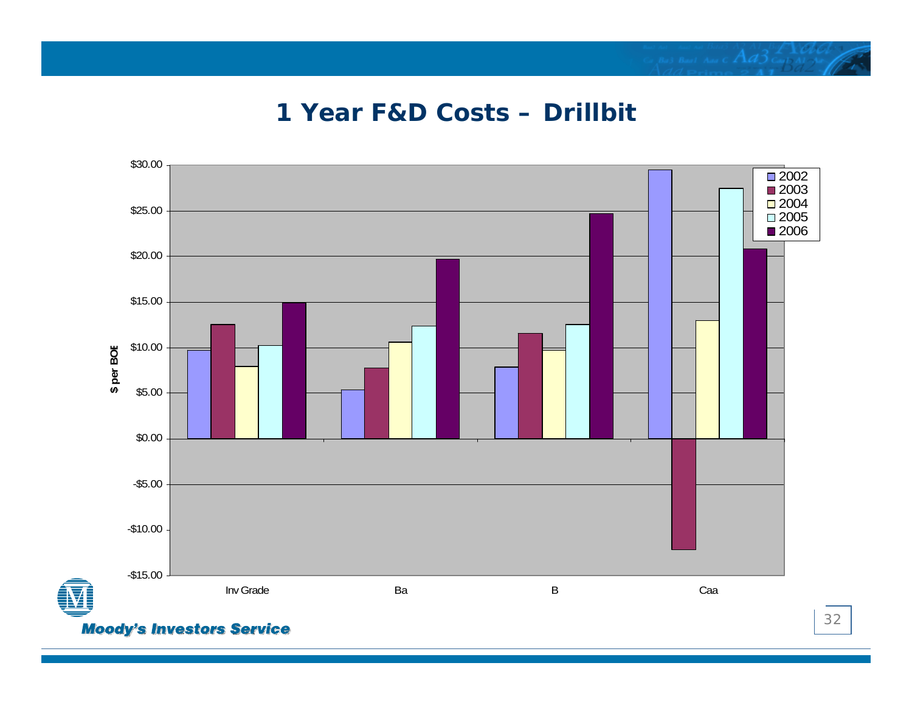# 1 Year F&D Costs – Drillbit

$ per BOE

$30.00
$25.00
$20.00
$15.00
$10.00
$5.00
$0.00
-$5.00
-$10.00
-$15.00

Inv Grade
Ba
B
Caa

2002
2003
2004
2005
2006

Moody's Investors Service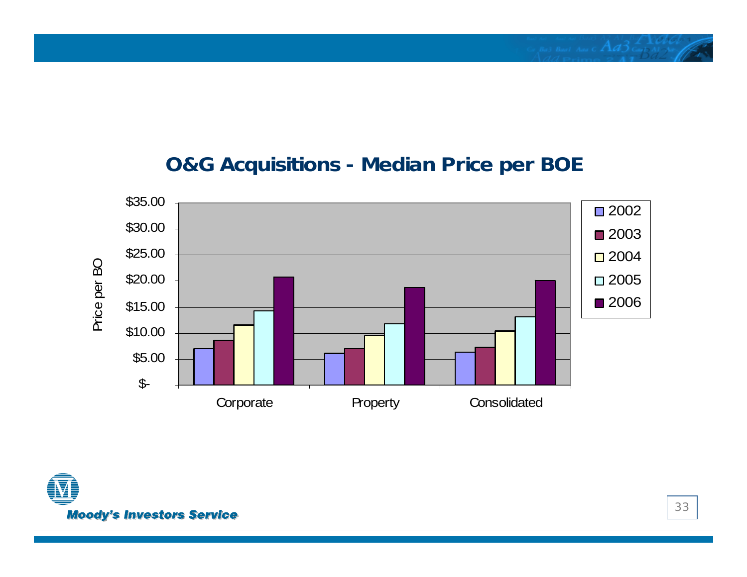## O&G Acquisitions - Median Price per BOE

Price per BO

$35.00
$30.00
$25.00
$20.00
$15.00
$10.00
$5.00
$-

Corporate
Property
Consolidated

2002
2003
2004
2005
2006

Moody's Investors Service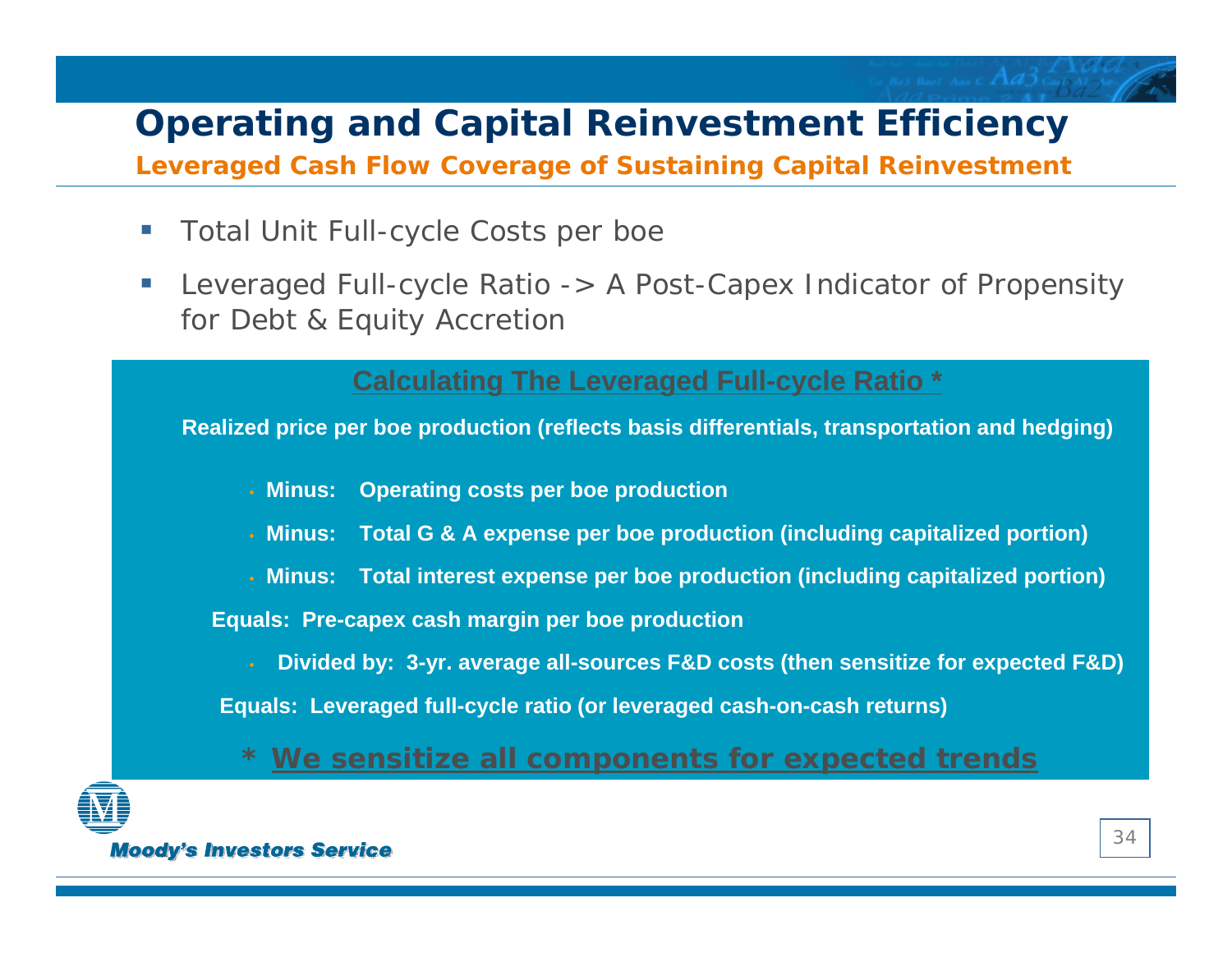# Operating and Capital Reinvestment Efficiency

## Leveraged Cash Flow Coverage of Sustaining Capital Reinvestment

- Total Unit Full-cycle Costs per boe
- Leveraged Full-cycle Ratio -> A Post-Capex Indicator of Propensity for Debt & Equity Accretion

### Calculating The Leveraged Full-cycle Ratio *

**Realized price per boe production (reflects basis differentials, transportation and hedging)**

- **Minus: Operating costs per boe production**
- **Minus: Total G & A expense per boe production (including capitalized portion)**
- **Minus: Total interest expense per boe production (including capitalized portion)**

**Equals: Pre-capex cash margin per boe production**

- **Divided by: 3-yr. average all-sources F&D costs (then sensitize for expected F&D)**

**Equals: Leveraged full-cycle ratio (or leveraged cash-on-cash returns)**

**\* We sensitize all components for expected trends**

Moody's Investors Service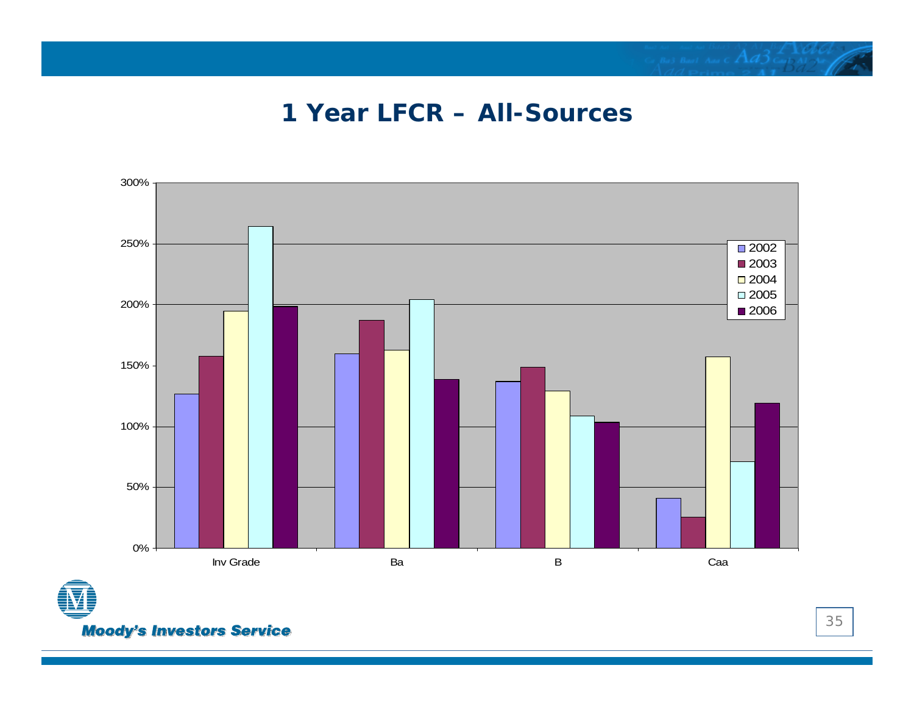# 1 Year LFCR – All-Sources

300%
250%
200%
150%
100%
50%
0%

Inv Grade
Ba
B
Caa

2002
2003
2004
2005
2006

Moody's Investors Service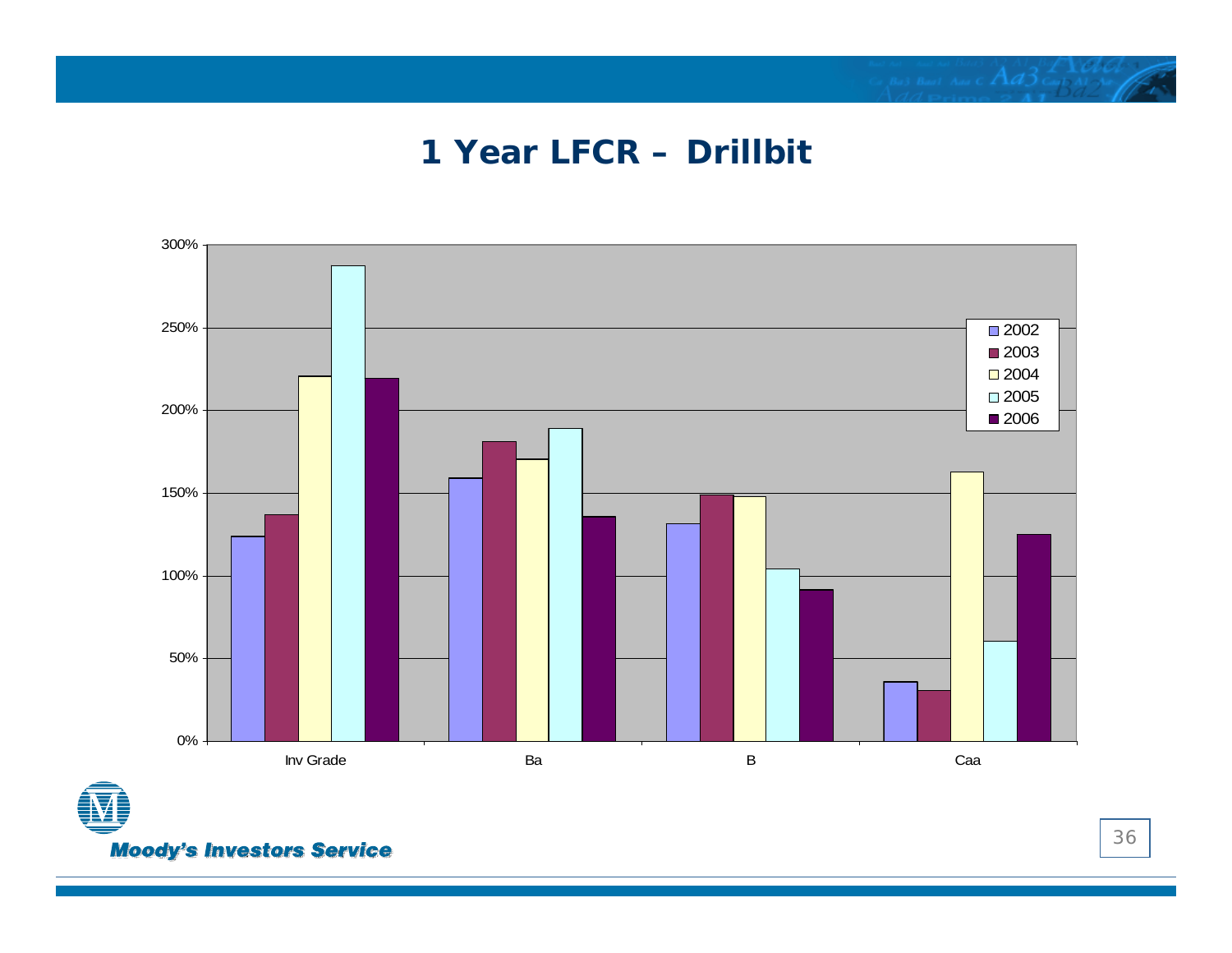# 1 Year LFCR – Drillbit

300%
250%
200%
150%
100%
50%
0%

Inv Grade | Ba | B | Caa

2002
2003
2004
2005
2006

Moody's Investors Service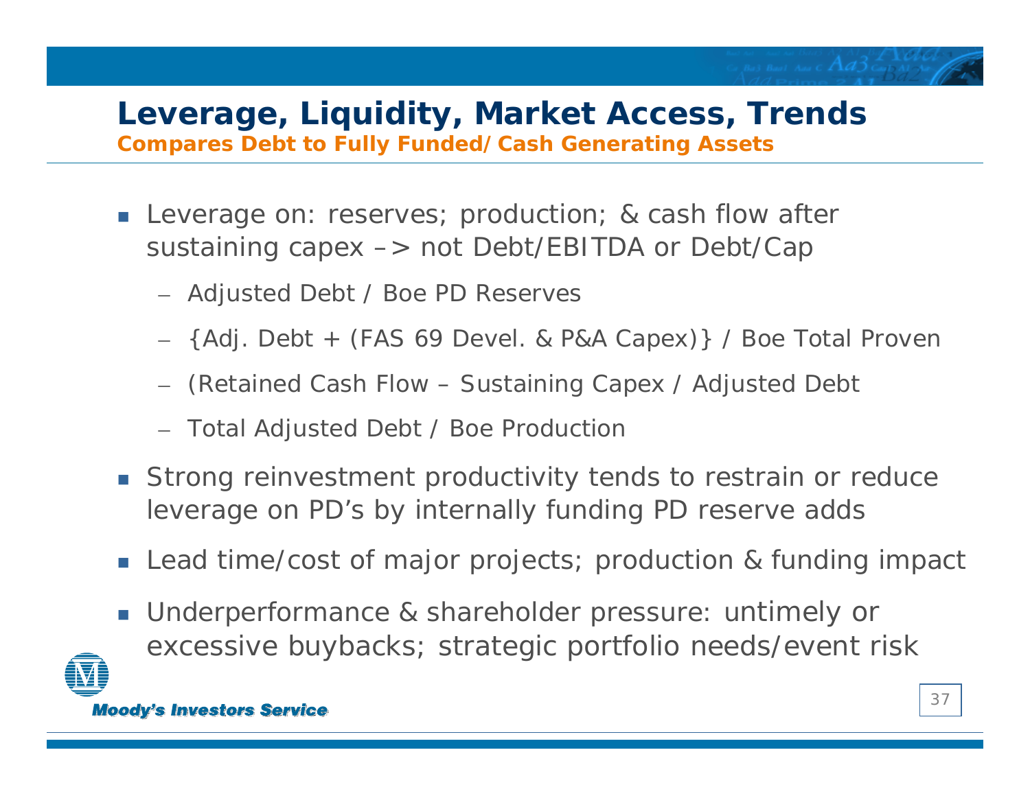# Leverage, Liquidity, Market Access, Trends

**Compares Debt to Fully Funded/Cash Generating Assets**

- Leverage on: reserves; production; & cash flow after sustaining capex –> not Debt/EBITDA or Debt/Cap
  - Adjusted Debt / Boe PD Reserves
  - {Adj. Debt + (FAS 69 Devel. & P&A Capex)} / Boe Total Proven
  - (Retained Cash Flow – Sustaining Capex / Adjusted Debt
  - Total Adjusted Debt / Boe Production
- Strong reinvestment productivity tends to restrain or reduce leverage on PD's by internally funding PD reserve adds
- Lead time/cost of major projects; production & funding impact
- Underperformance & shareholder pressure: untimely or excessive buybacks; strategic portfolio needs/event risk

Moody's Investors Service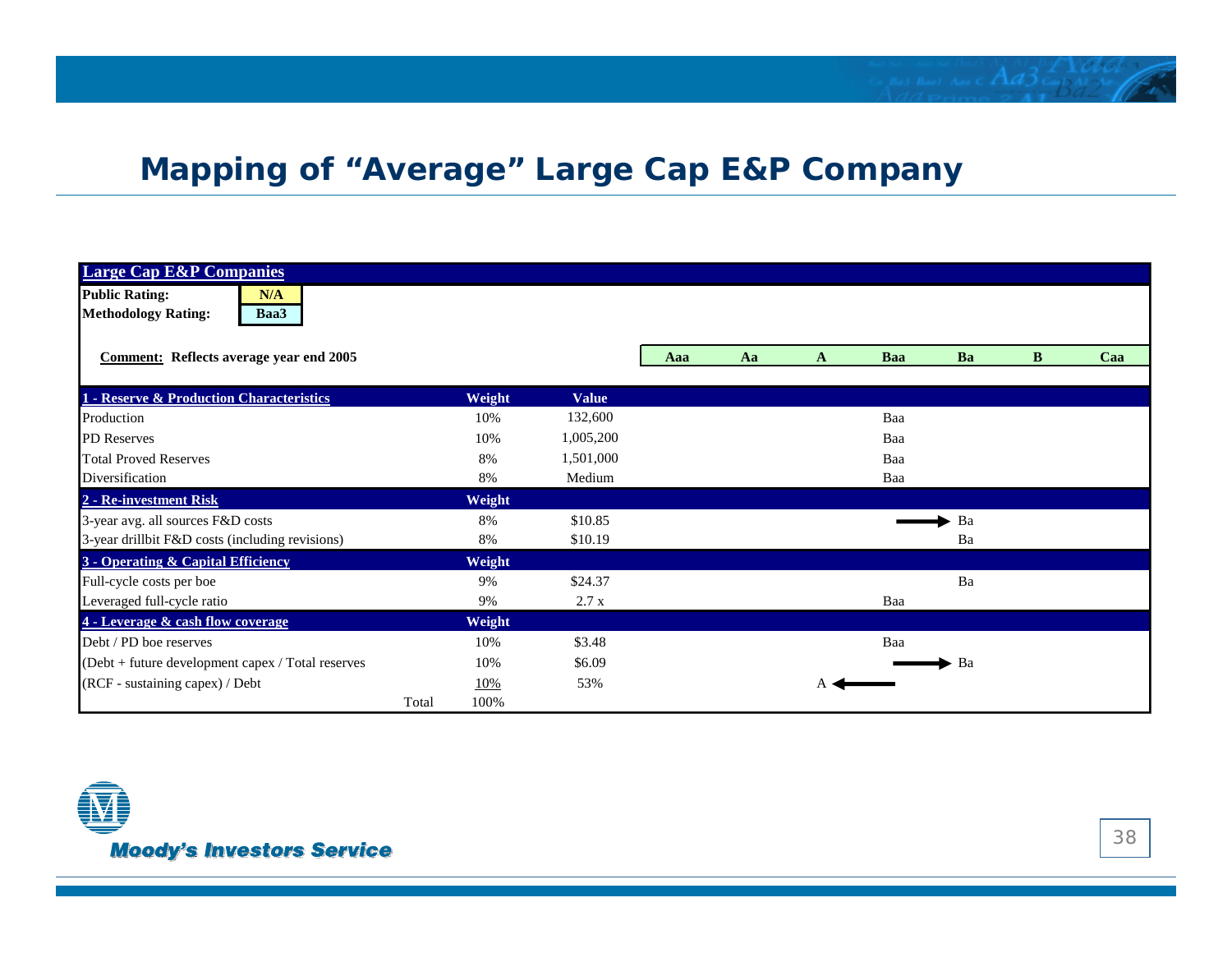# Mapping of "Average" Large Cap E&P Company

**Large Cap E&P Companies**

**Public Rating:** N/A

**Methodology Rating:** Baa3

**Comment:** Reflects average year end 2005

| | Weight | Value | Aaa | Aa | A | Baa | Ba | B | Caa |
|---|---|---|---|---|---|---|---|---|---|
| **1 - Reserve & Production Characteristics** | **Weight** | **Value** | | | | | | | |
| Production | 10% | 132,600 | | | | Baa | | | |
| PD Reserves | 10% | 1,005,200 | | | | Baa | | | |
| Total Proved Reserves | 8% | 1,501,000 | | | | Baa | | | |
| Diversification | 8% | Medium | | | | Baa | | | |
| **2 - Re-investment Risk** | **Weight** | | | | | | | | |
| 3-year avg. all sources F&D costs | 8% | $10.85 | | | | → | Ba | | |
| 3-year drillbit F&D costs (including revisions) | 8% | $10.19 | | | | | Ba | | |
| **3 - Operating & Capital Efficiency** | **Weight** | | | | | | | | |
| Full-cycle costs per boe | 9% | $24.37 | | | | | Ba | | |
| Leveraged full-cycle ratio | 9% | 2.7 x | | | | Baa | | | |
| **4 - Leverage & cash flow coverage** | **Weight** | | | | | | | | |
| Debt / PD boe reserves | 10% | $3.48 | | | | Baa | | | |
| (Debt + future development capex / Total reserves | 10% | $6.09 | | | | → | Ba | | |
| (RCF - sustaining capex) / Debt | 10% | 53% | | | A | ← | | | |
| Total | 100% | | | | | | | | |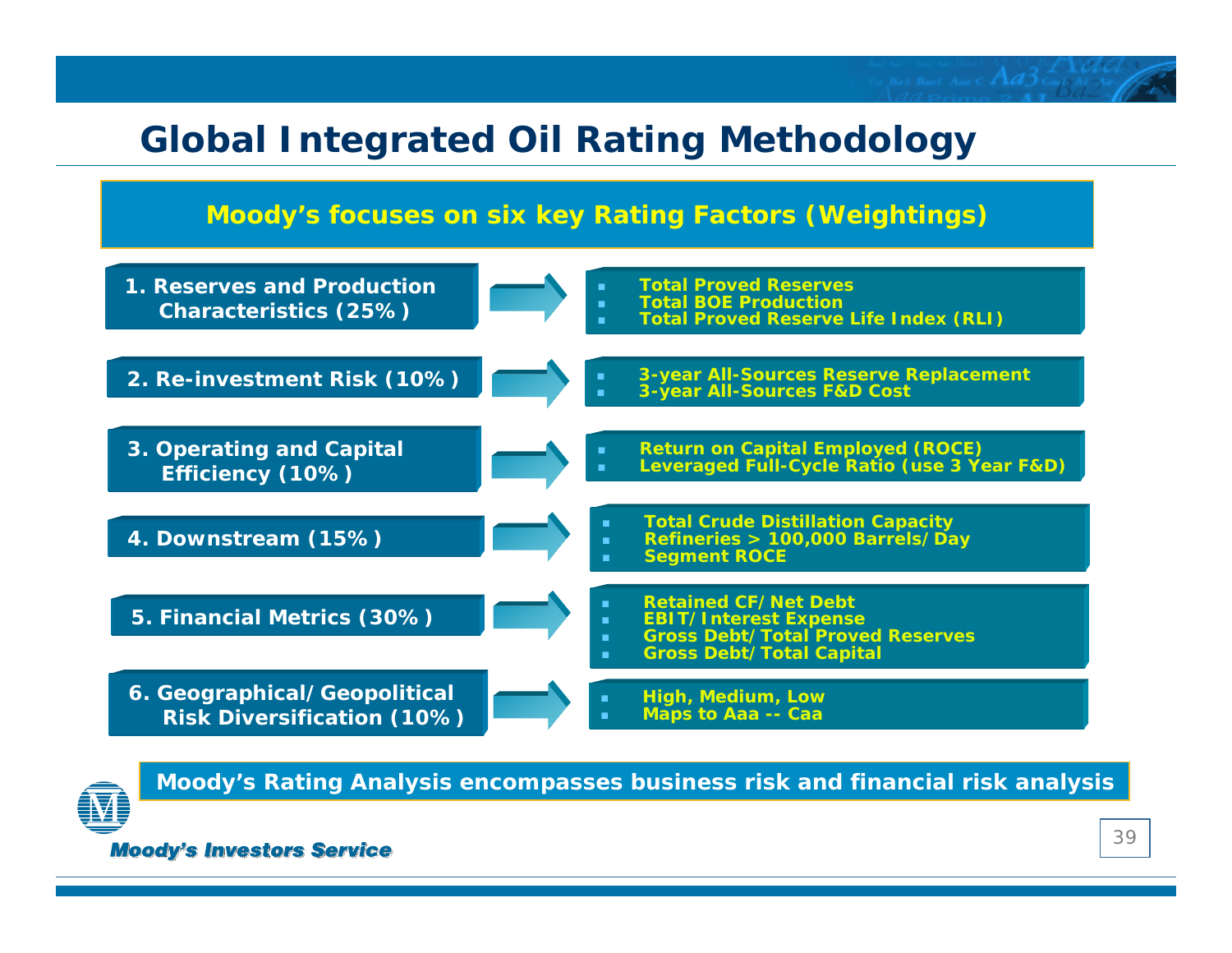# Global Integrated Oil Rating Methodology

**Moody's focuses on six key Rating Factors (Weightings)**

**1. Reserves and Production Characteristics (25%)**
- Total Proved Reserves
- Total BOE Production
- Total Proved Reserve Life Index (RLI)

**2. Re-investment Risk (10%)**
- 3-year All-Sources Reserve Replacement
- 3-year All-Sources F&D Cost

**3. Operating and Capital Efficiency (10%)**
- Return on Capital Employed (ROCE)
- Leveraged Full-Cycle Ratio (use 3 Year F&D)

**4. Downstream (15%)**
- Total Crude Distillation Capacity
- Refineries > 100,000 Barrels/Day
- Segment ROCE

**5. Financial Metrics (30%)**
- Retained CF/Net Debt
- EBIT/Interest Expense
- Gross Debt/Total Proved Reserves
- Gross Debt/Total Capital

**6. Geographical/Geopolitical Risk Diversification (10%)**
- High, Medium, Low
- Maps to Aaa -- Caa

**Moody's Rating Analysis encompasses business risk and financial risk analysis**

*Moody's Investors Service*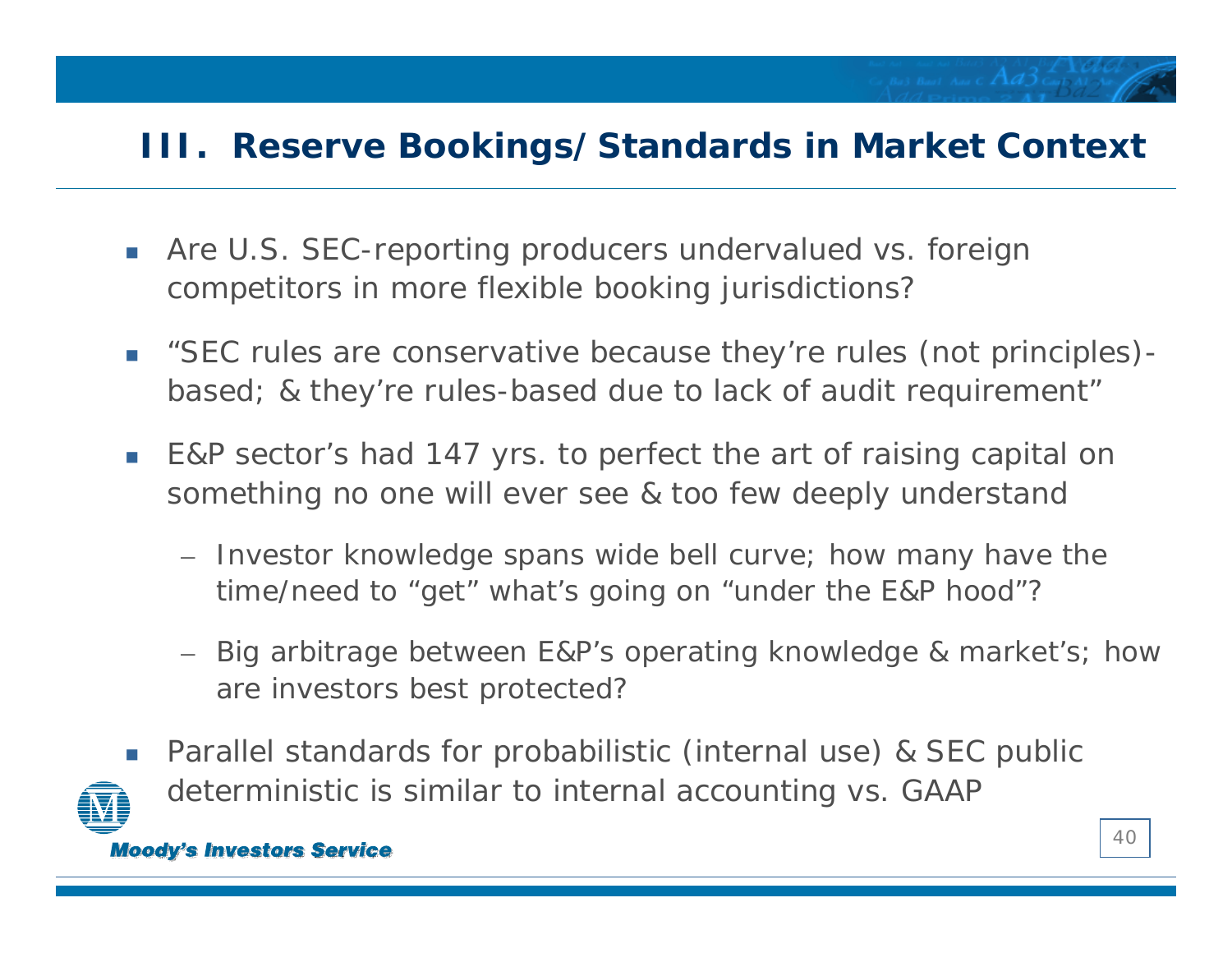## III. Reserve Bookings/Standards in Market Context

- Are U.S. SEC-reporting producers undervalued vs. foreign competitors in more flexible booking jurisdictions?
- "SEC rules are conservative because they're rules (not principles)-based; & they're rules-based due to lack of audit requirement"
- E&P sector's had 147 yrs. to perfect the art of raising capital on something no one will ever see & too few deeply understand
  - Investor knowledge spans wide bell curve; how many have the time/need to "get" what's going on "under the E&P hood"?
  - Big arbitrage between E&P's operating knowledge & market's; how are investors best protected?
- Parallel standards for probabilistic (internal use) & SEC public deterministic is similar to internal accounting vs. GAAP

Moody's Investors Service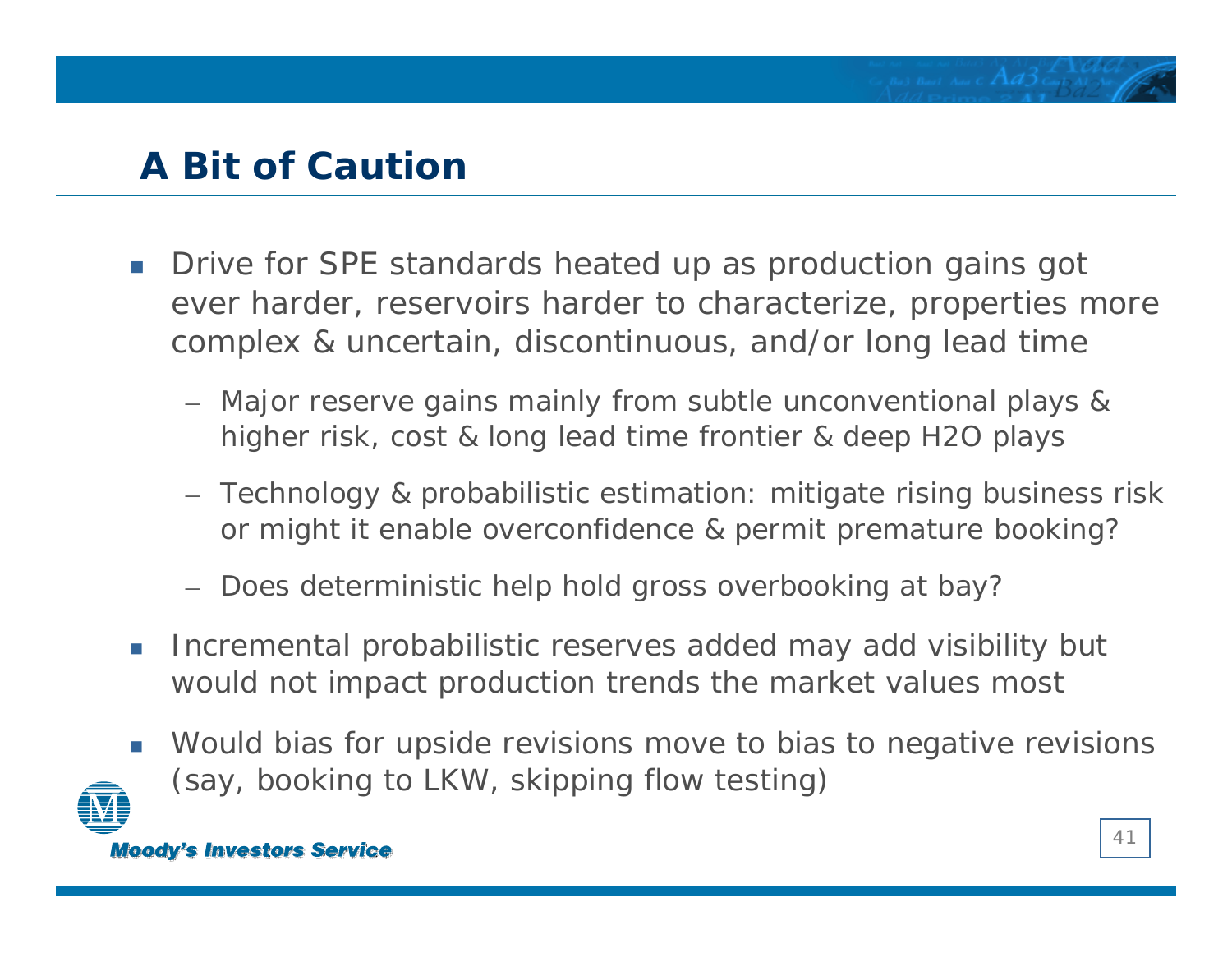# A Bit of Caution

- Drive for SPE standards heated up as production gains got ever harder, reservoirs harder to characterize, properties more complex & uncertain, discontinuous, and/or long lead time
  - Major reserve gains mainly from subtle unconventional plays & higher risk, cost & long lead time frontier & deep $H_2O$ plays
  - Technology & probabilistic estimation: mitigate rising business risk or might it enable overconfidence & permit premature booking?
  - Does deterministic help hold gross overbooking at bay?
- Incremental probabilistic reserves added may add visibility but would not impact production trends the market values most
- Would bias for upside revisions move to bias to negative revisions (say, booking to LKW, skipping flow testing)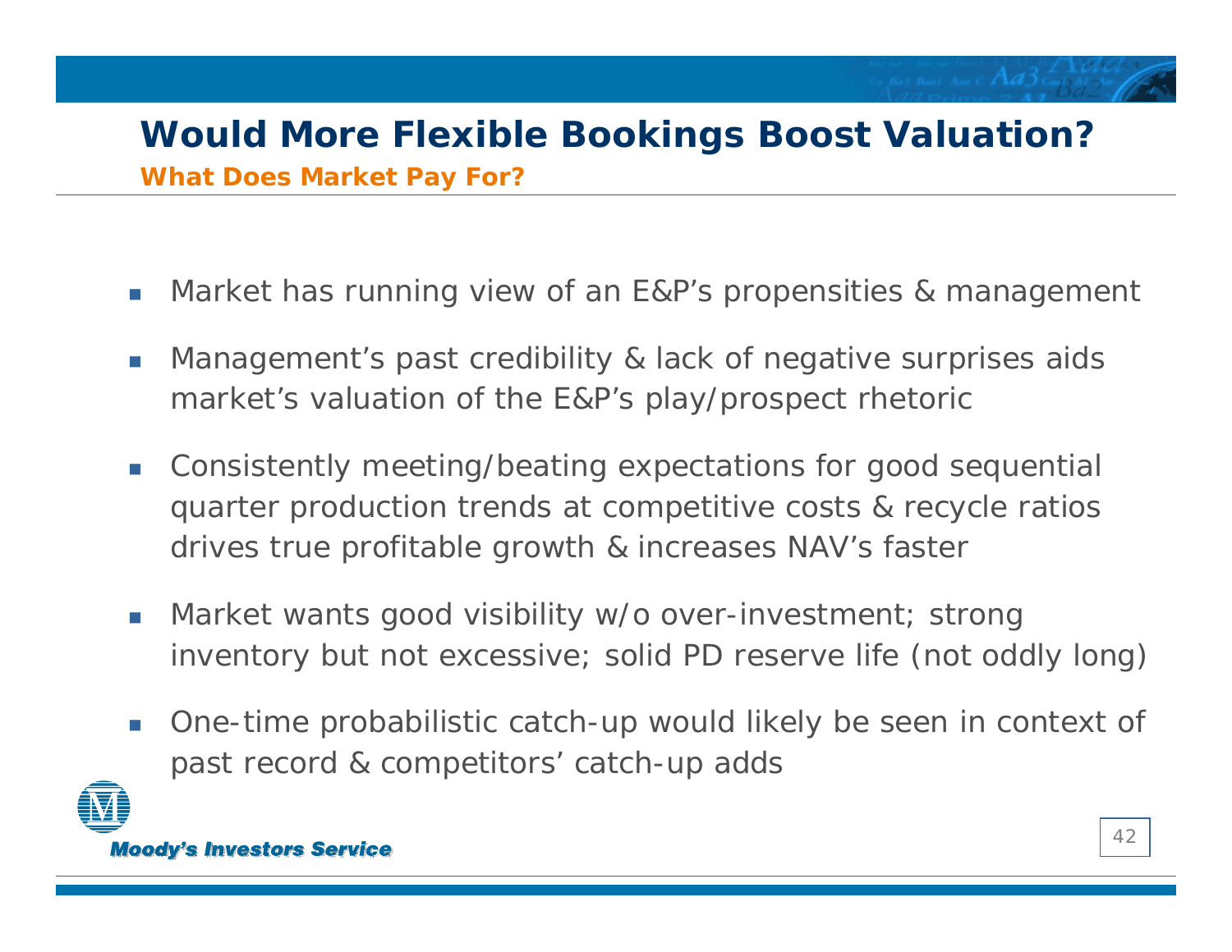# Would More Flexible Bookings Boost Valuation?

## What Does Market Pay For?

- Market has running view of an E&P's propensities & management
- Management's past credibility & lack of negative surprises aids market's valuation of the E&P's play/prospect rhetoric
- Consistently meeting/beating expectations for good sequential quarter production trends at competitive costs & recycle ratios drives true profitable growth & increases NAV's faster
- Market wants good visibility w/o over-investment; strong inventory but not excessive; solid PD reserve life (not oddly long)
- One-time probabilistic catch-up would likely be seen in context of past record & competitors' catch-up adds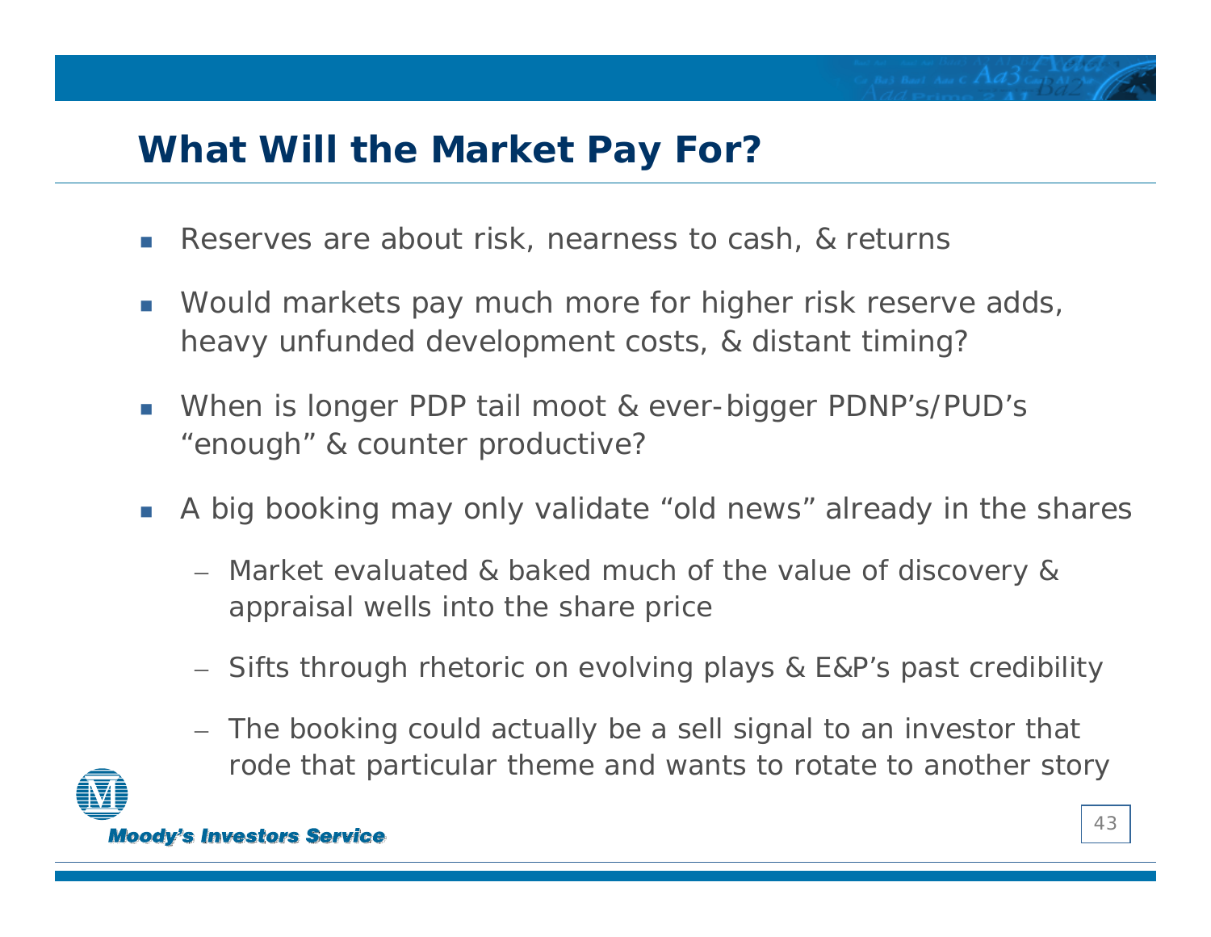## What Will the Market Pay For?

- Reserves are about risk, nearness to cash, & returns
- Would markets pay much more for higher risk reserve adds, heavy unfunded development costs, & distant timing?
- When is longer PDP tail moot & ever-bigger PDNP's/PUD's "enough" & counter productive?
- A big booking may only validate "old news" already in the shares
  - Market evaluated & baked much of the value of discovery & appraisal wells into the share price
  - Sifts through rhetoric on evolving plays & E&P's past credibility
  - The booking could actually be a sell signal to an investor that rode that particular theme and wants to rotate to another story

Moody's Investors Service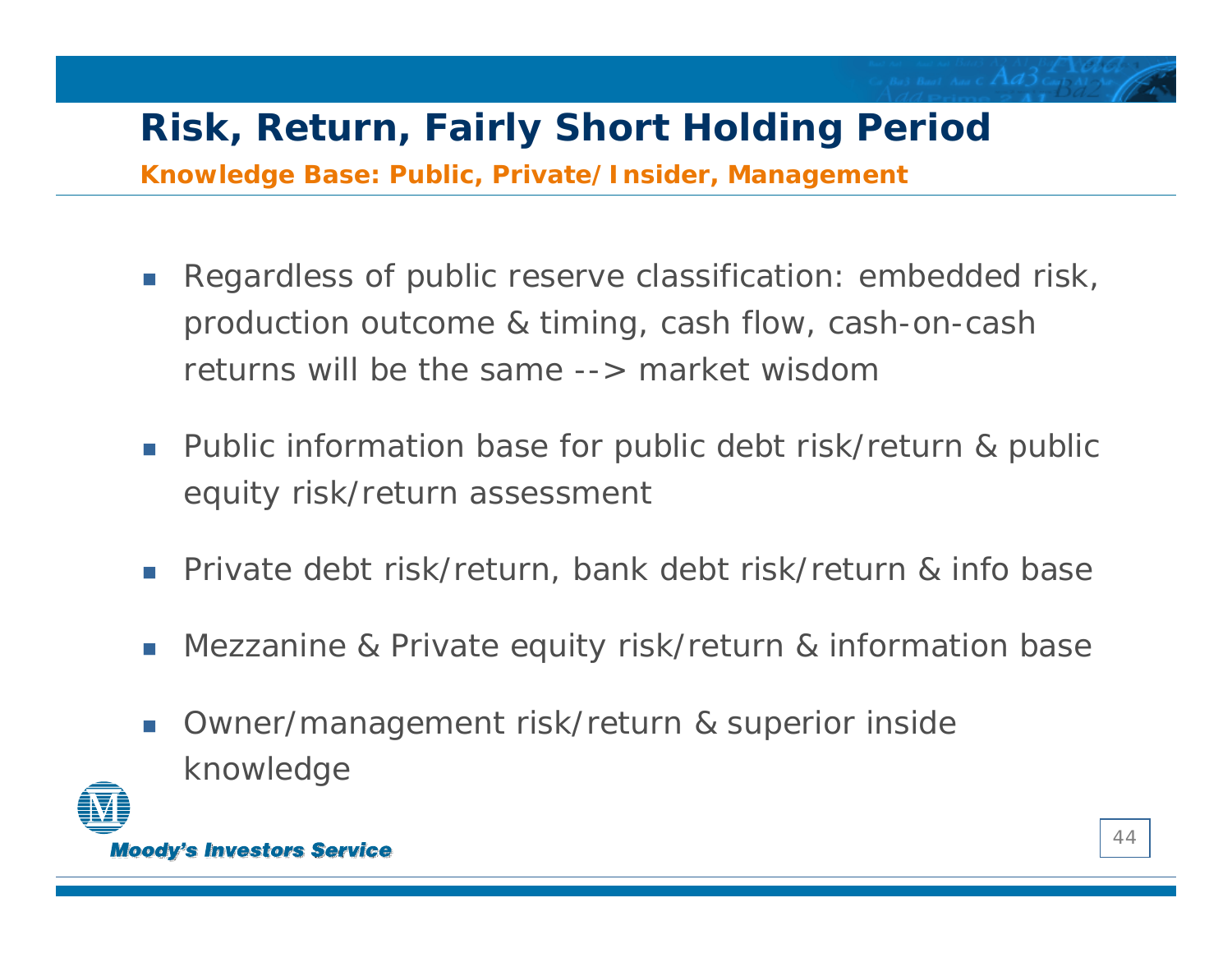# Risk, Return, Fairly Short Holding Period

**Knowledge Base: Public, Private/Insider, Management**

- Regardless of public reserve classification: embedded risk, production outcome & timing, cash flow, cash-on-cash returns will be the same --> market wisdom
- Public information base for public debt risk/return & public equity risk/return assessment
- Private debt risk/return, bank debt risk/return & info base
- Mezzanine & Private equity risk/return & information base
- Owner/management risk/return & superior inside knowledge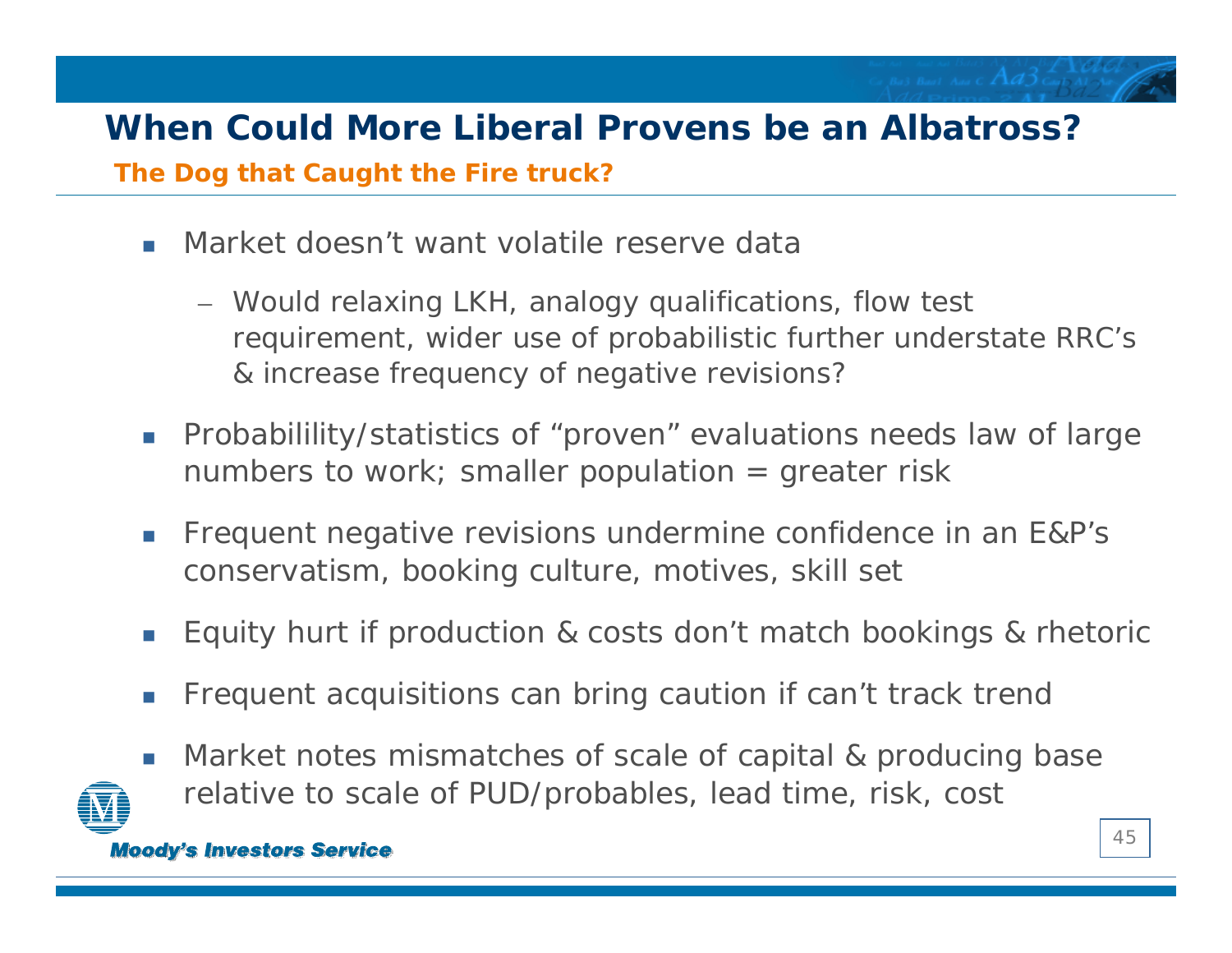# When Could More Liberal Provens be an Albatross?

## The Dog that Caught the Fire truck?

- Market doesn’t want volatile reserve data
  - Would relaxing LKH, analogy qualifications, flow test requirement, wider use of probabilistic further understate RRC’s & increase frequency of negative revisions?
- Probabilility/statistics of “proven” evaluations needs law of large numbers to work; smaller population = greater risk
- Frequent negative revisions undermine confidence in an E&P’s conservatism, booking culture, motives, skill set
- Equity hurt if production & costs don’t match bookings & rhetoric
- Frequent acquisitions can bring caution if can’t track trend
- Market notes mismatches of scale of capital & producing base relative to scale of PUD/probables, lead time, risk, cost

Moody’s Investors Service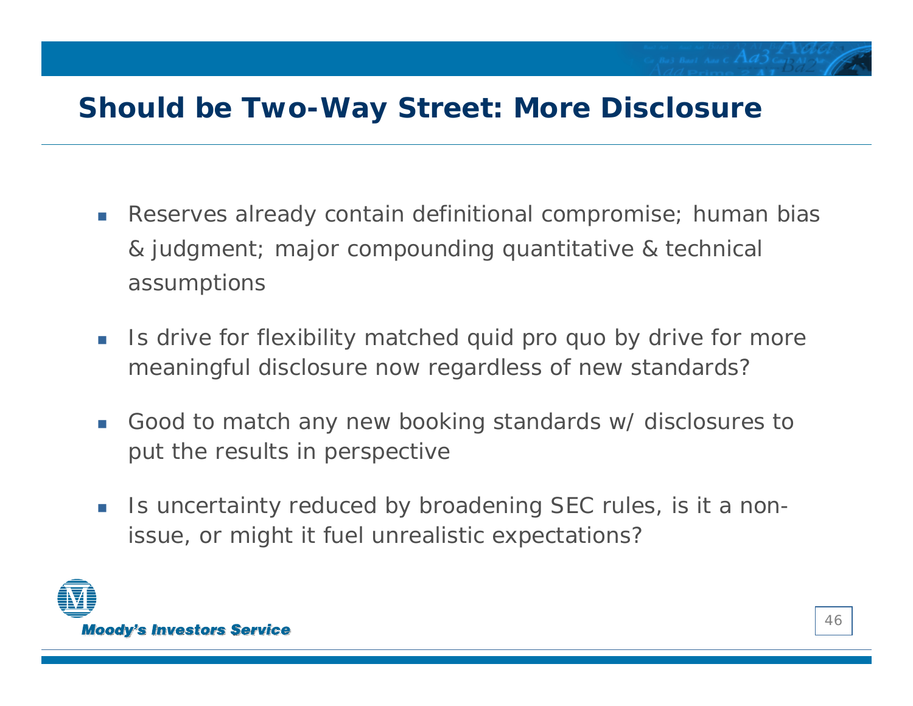## Should be Two-Way Street: More Disclosure

- Reserves already contain definitional compromise; human bias & judgment; major compounding quantitative & technical assumptions
- Is drive for flexibility matched quid pro quo by drive for more meaningful disclosure now regardless of new standards?
- Good to match any new booking standards w/ disclosures to put the results in perspective
- Is uncertainty reduced by broadening SEC rules, is it a non-issue, or might it fuel unrealistic expectations?

Moody's Investors Service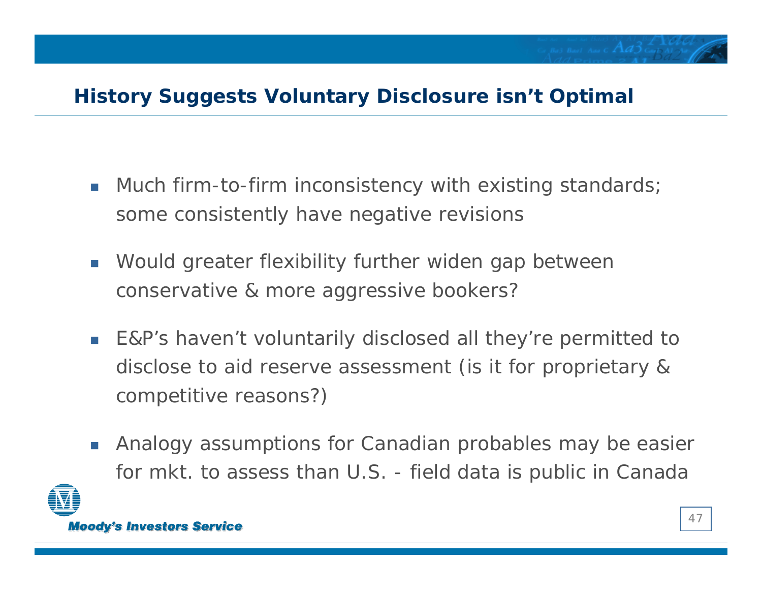## History Suggests Voluntary Disclosure isn't Optimal

- Much firm-to-firm inconsistency with existing standards; some consistently have negative revisions
- Would greater flexibility further widen gap between conservative & more aggressive bookers?
- E&P's haven't voluntarily disclosed all they're permitted to disclose to aid reserve assessment (is it for proprietary & competitive reasons?)
- Analogy assumptions for Canadian probables may be easier for mkt. to assess than U.S. - field data is public in Canada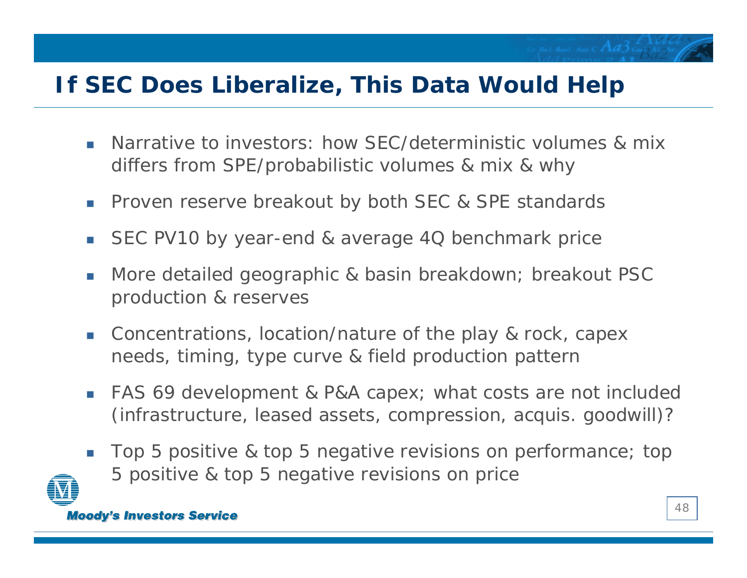# If SEC Does Liberalize, This Data Would Help

- Narrative to investors: how SEC/deterministic volumes & mix differs from SPE/probabilistic volumes & mix & why
- Proven reserve breakout by both SEC & SPE standards
- SEC PV10 by year-end & average 4Q benchmark price
- More detailed geographic & basin breakdown; breakout PSC production & reserves
- Concentrations, location/nature of the play & rock, capex needs, timing, type curve & field production pattern
- FAS 69 development & P&A capex; what costs are not included (infrastructure, leased assets, compression, acquis. goodwill)?
- Top 5 positive & top 5 negative revisions on performance; top 5 positive & top 5 negative revisions on price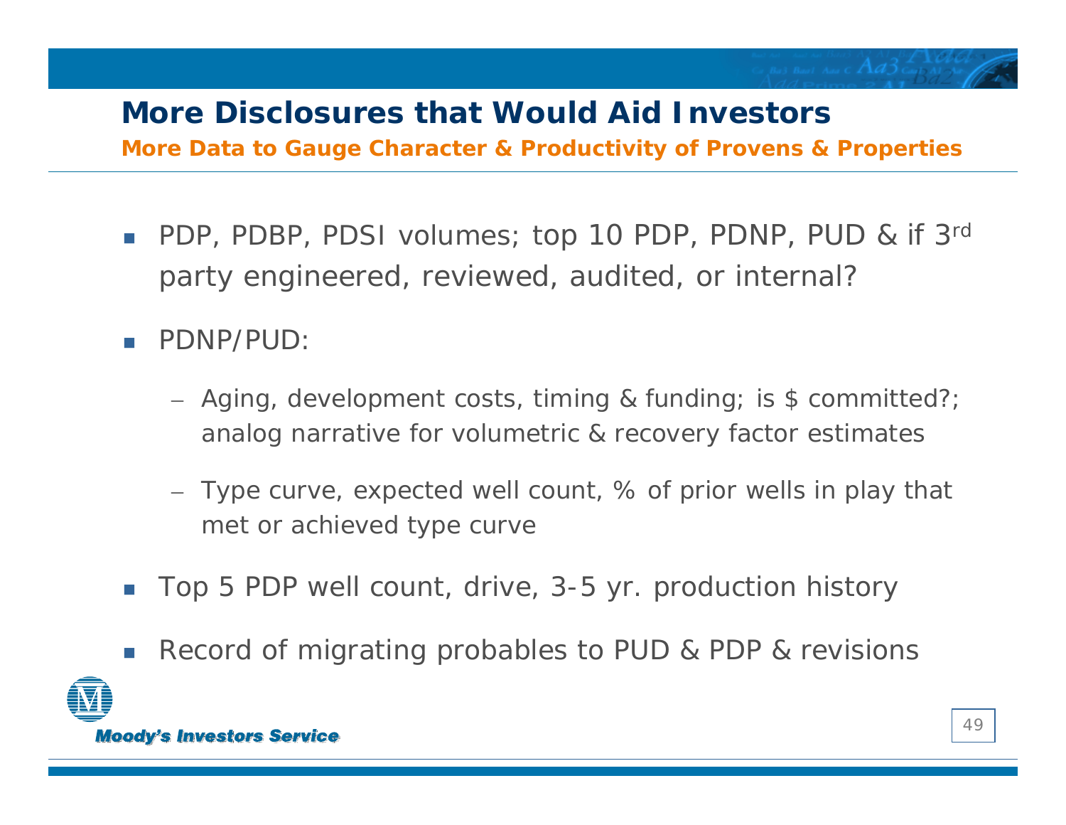## More Disclosures that Would Aid Investors

**More Data to Gauge Character & Productivity of Provens & Properties**

- PDP, PDBP, PDSI volumes; top 10 PDP, PDNP, PUD & if 3rd party engineered, reviewed, audited, or internal?
- PDNP/PUD:
  - Aging, development costs, timing & funding; is $ committed?; analog narrative for volumetric & recovery factor estimates
  - Type curve, expected well count, % of prior wells in play that met or achieved type curve
- Top 5 PDP well count, drive, 3-5 yr. production history
- Record of migrating probables to PUD & PDP & revisions

Moody's Investors Service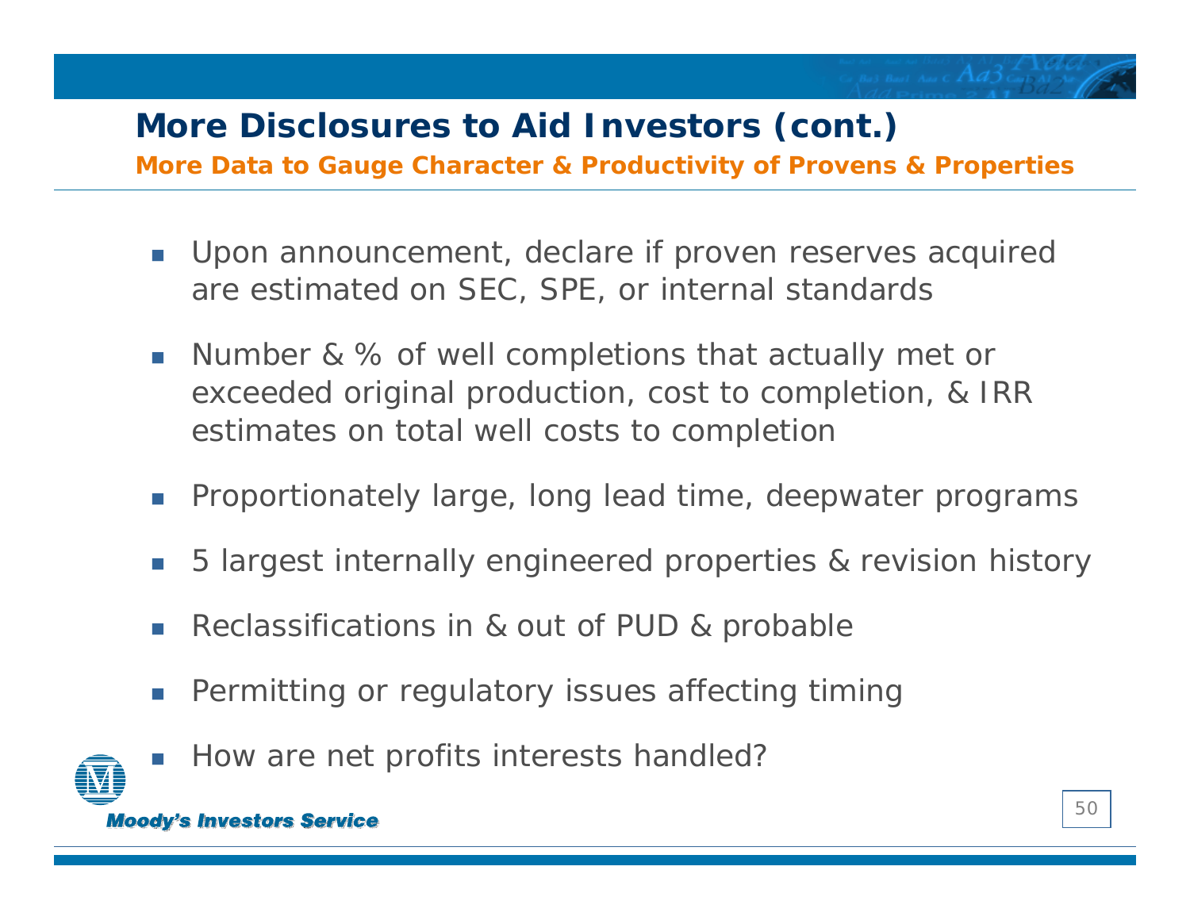# More Disclosures to Aid Investors (cont.)

## More Data to Gauge Character & Productivity of Provens & Properties

- Upon announcement, declare if proven reserves acquired are estimated on SEC, SPE, or internal standards
- Number & % of well completions that actually met or exceeded original production, cost to completion, & IRR estimates on total well costs to completion
- Proportionately large, long lead time, deepwater programs
- 5 largest internally engineered properties & revision history
- Reclassifications in & out of PUD & probable
- Permitting or regulatory issues affecting timing
- How are net profits interests handled?

Moody's Investors Service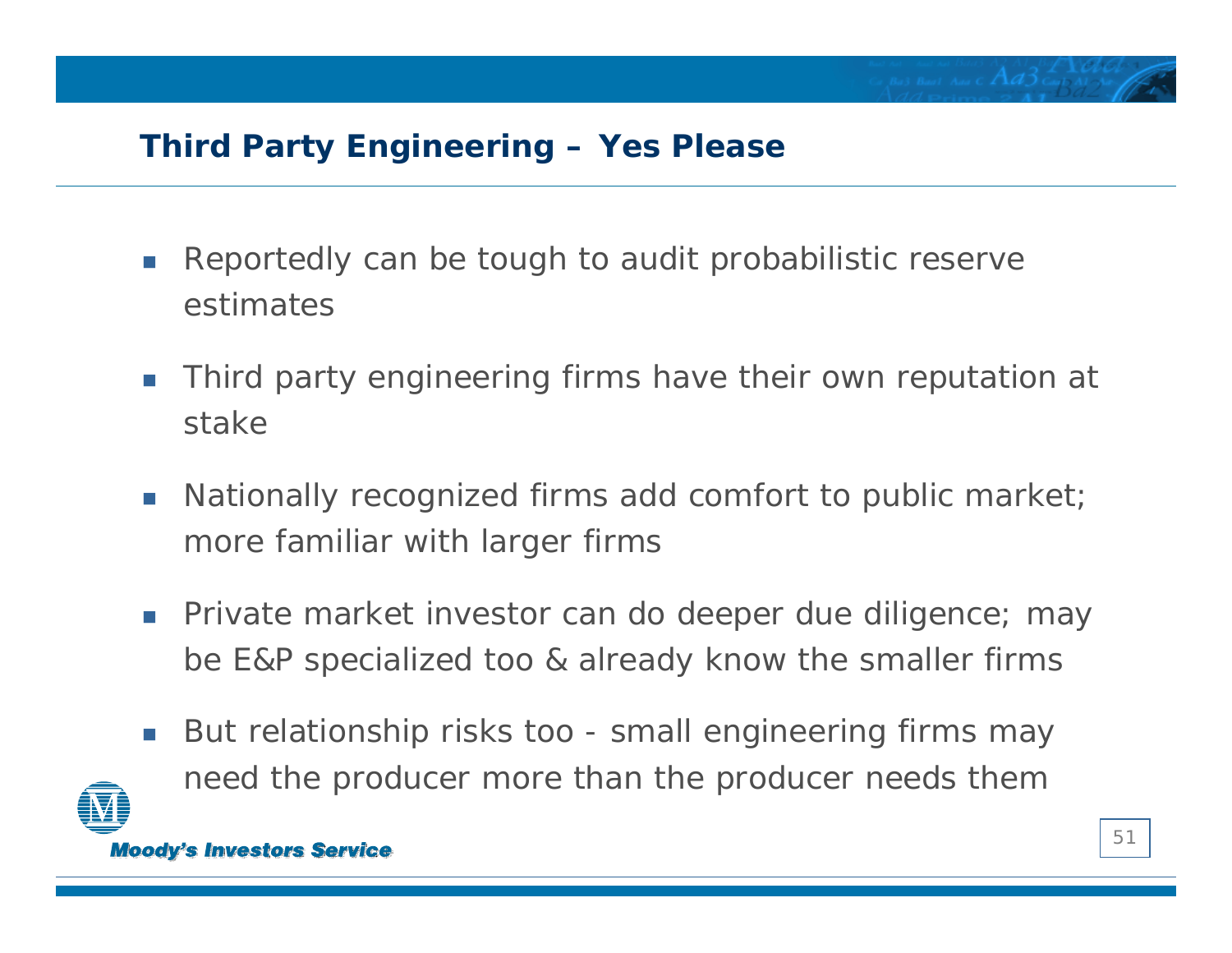## Third Party Engineering – Yes Please

- Reportedly can be tough to audit probabilistic reserve estimates
- Third party engineering firms have their own reputation at stake
- Nationally recognized firms add comfort to public market; more familiar with larger firms
- Private market investor can do deeper due diligence; may be E&P specialized too & already know the smaller firms
- But relationship risks too - small engineering firms may need the producer more than the producer needs them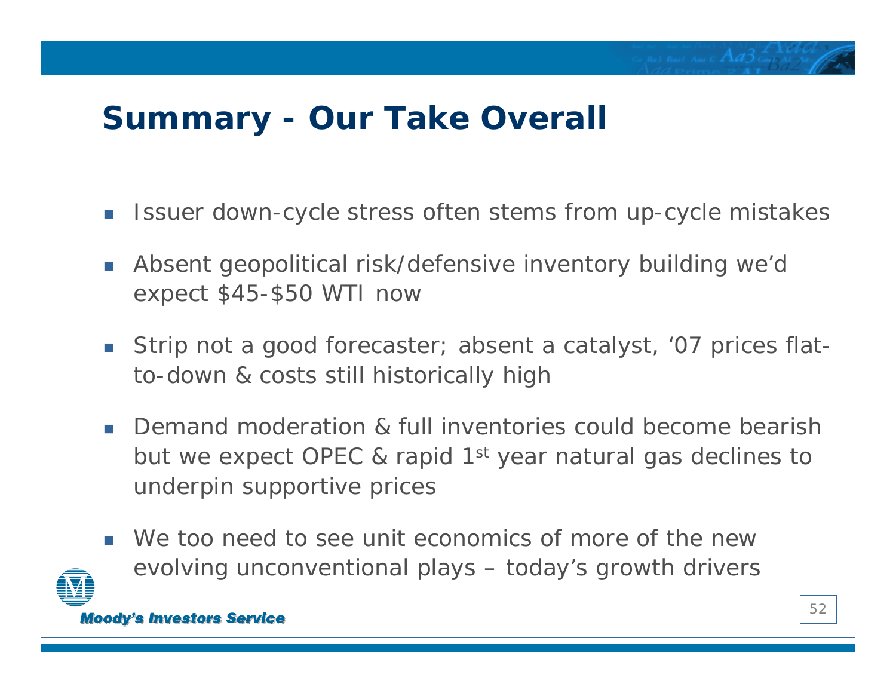# Summary - Our Take Overall

- Issuer down-cycle stress often stems from up-cycle mistakes
- Absent geopolitical risk/defensive inventory building we'd expect $45-$50 WTI now
- Strip not a good forecaster; absent a catalyst, '07 prices flat-to-down & costs still historically high
- Demand moderation & full inventories could become bearish but we expect OPEC & rapid 1st year natural gas declines to underpin supportive prices
- We too need to see unit economics of more of the new evolving unconventional plays – today's growth drivers

Moody's Investors Service